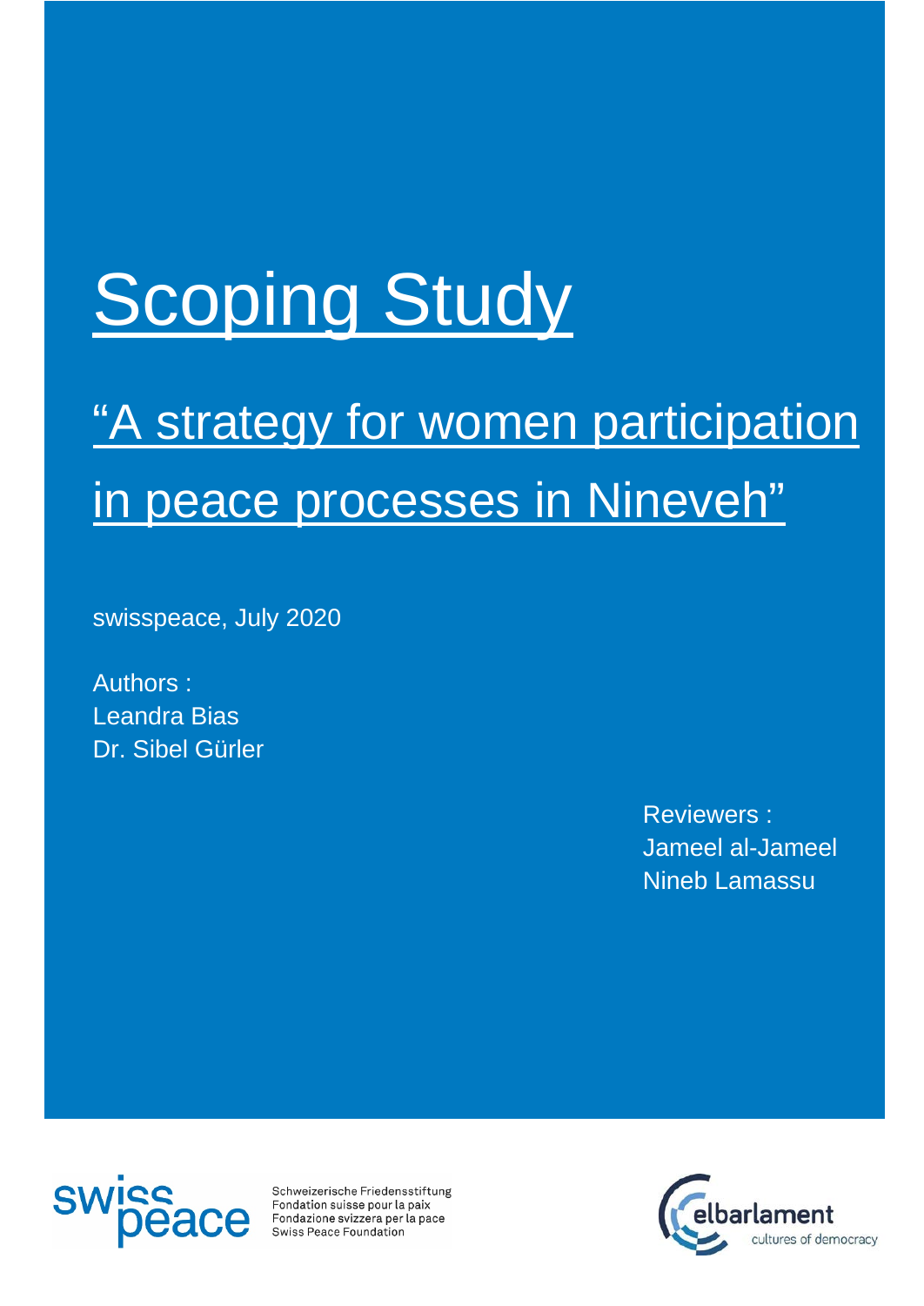# Scoping Study

## "A strategy for women participation in peace processes in Nineveh"

swisspeace, July 2020

Authors :
Leandra Bias
Dr. Sibel Gürler

Reviewers :
Jameel al-Jameel
Nineb Lamassu

swisspeace

Schweizerische Friedensstiftung
Fondation suisse pour la paix
Fondazione svizzera per la pace
Swiss Peace Foundation

elbarlament
cultures of democracy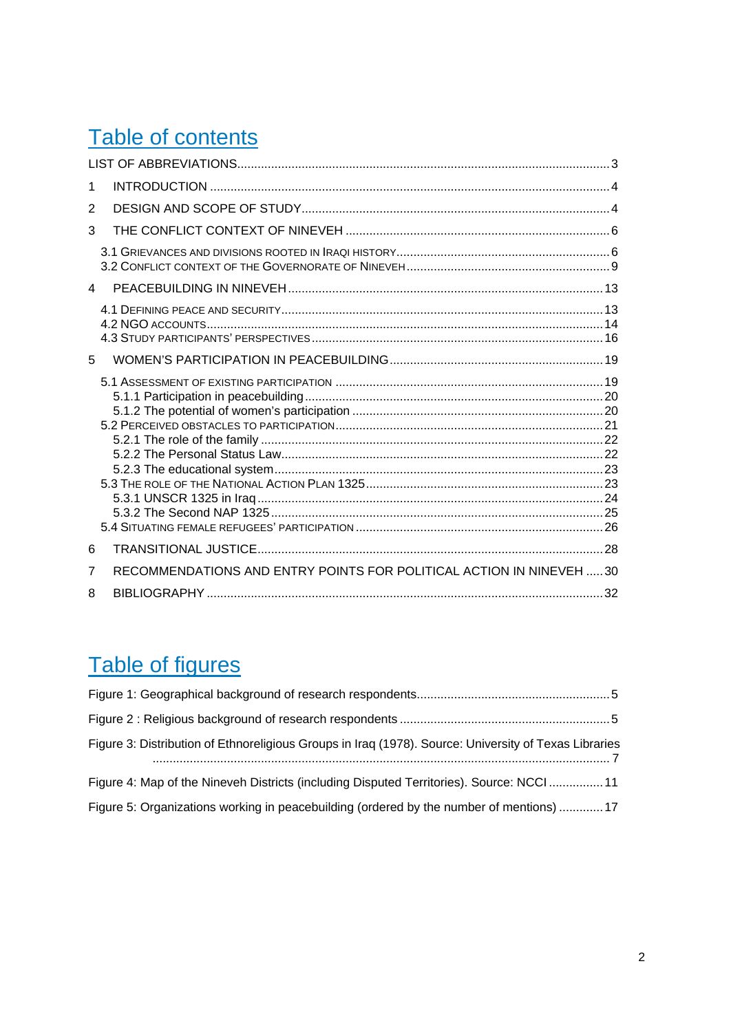# Table of contents

LIST OF ABBREVIATIONS ............ 3

1 INTRODUCTION ............ 4

2 DESIGN AND SCOPE OF STUDY ............ 4

3 THE CONFLICT CONTEXT OF NINEVEH ............ 6

- 3.1 GRIEVANCES AND DIVISIONS ROOTED IN IRAQI HISTORY ............ 6
- 3.2 CONFLICT CONTEXT OF THE GOVERNORATE OF NINEVEH ............ 9

4 PEACEBUILDING IN NINEVEH ............ 13

- 4.1 DEFINING PEACE AND SECURITY ............ 13
- 4.2 NGO ACCOUNTS ............ 14
- 4.3 STUDY PARTICIPANTS' PERSPECTIVES ............ 16

5 WOMEN'S PARTICIPATION IN PEACEBUILDING ............ 19

- 5.1 ASSESSMENT OF EXISTING PARTICIPATION ............ 19
  - 5.1.1 Participation in peacebuilding ............ 20
  - 5.1.2 The potential of women's participation ............ 20
- 5.2 PERCEIVED OBSTACLES TO PARTICIPATION ............ 21
  - 5.2.1 The role of the family ............ 22
  - 5.2.2 The Personal Status Law ............ 22
  - 5.2.3 The educational system ............ 23
- 5.3 THE ROLE OF THE NATIONAL ACTION PLAN 1325 ............ 23
  - 5.3.1 UNSCR 1325 in Iraq ............ 24
  - 5.3.2 The Second NAP 1325 ............ 25
- 5.4 SITUATING FEMALE REFUGEES' PARTICIPATION ............ 26

6 TRANSITIONAL JUSTICE ............ 28

7 RECOMMENDATIONS AND ENTRY POINTS FOR POLITICAL ACTION IN NINEVEH ............ 30

8 BIBLIOGRAPHY ............ 32

# Table of figures

Figure 1: Geographical background of research respondents ............ 5

Figure 2 : Religious background of research respondents ............ 5

Figure 3: Distribution of Ethnoreligious Groups in Iraq (1978). Source: University of Texas Libraries ............ 7

Figure 4: Map of the Nineveh Districts (including Disputed Territories). Source: NCCI ............ 11

Figure 5: Organizations working in peacebuilding (ordered by the number of mentions) ............ 17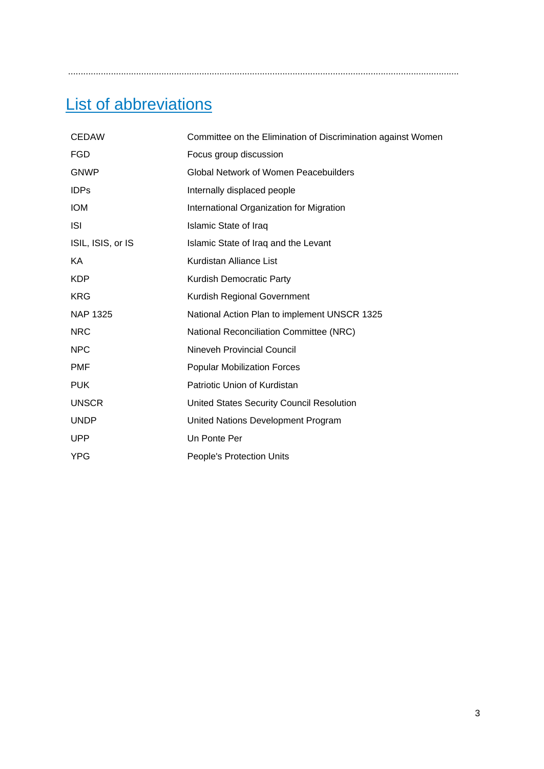# List of abbreviations

| | |
|---|---|
| CEDAW | Committee on the Elimination of Discrimination against Women |
| FGD | Focus group discussion |
| GNWP | Global Network of Women Peacebuilders |
| IDPs | Internally displaced people |
| IOM | International Organization for Migration |
| ISI | Islamic State of Iraq |
| ISIL, ISIS, or IS | Islamic State of Iraq and the Levant |
| KA | Kurdistan Alliance List |
| KDP | Kurdish Democratic Party |
| KRG | Kurdish Regional Government |
| NAP 1325 | National Action Plan to implement UNSCR 1325 |
| NRC | National Reconciliation Committee (NRC) |
| NPC | Nineveh Provincial Council |
| PMF | Popular Mobilization Forces |
| PUK | Patriotic Union of Kurdistan |
| UNSCR | United States Security Council Resolution |
| UNDP | United Nations Development Program |
| UPP | Un Ponte Per |
| YPG | People's Protection Units |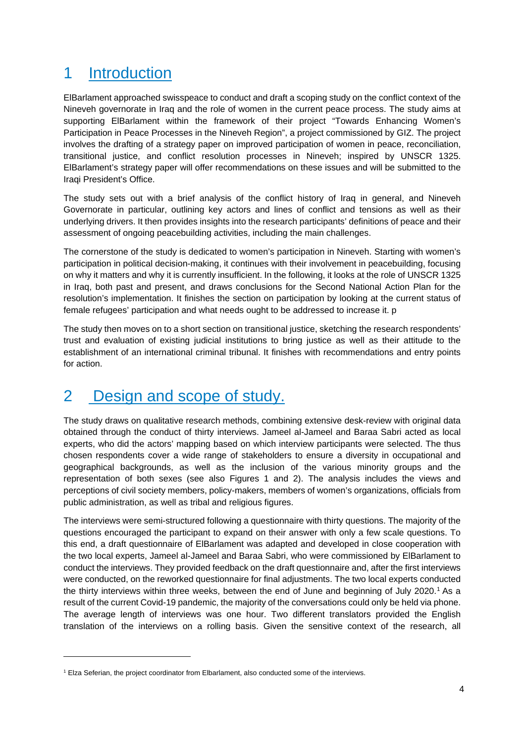# 1 Introduction

ElBarlament approached swisspeace to conduct and draft a scoping study on the conflict context of the Nineveh governorate in Iraq and the role of women in the current peace process. The study aims at supporting ElBarlament within the framework of their project "Towards Enhancing Women's Participation in Peace Processes in the Nineveh Region", a project commissioned by GIZ. The project involves the drafting of a strategy paper on improved participation of women in peace, reconciliation, transitional justice, and conflict resolution processes in Nineveh; inspired by UNSCR 1325. ElBarlament's strategy paper will offer recommendations on these issues and will be submitted to the Iraqi President's Office.

The study sets out with a brief analysis of the conflict history of Iraq in general, and Nineveh Governorate in particular, outlining key actors and lines of conflict and tensions as well as their underlying drivers. It then provides insights into the research participants' definitions of peace and their assessment of ongoing peacebuilding activities, including the main challenges.

The cornerstone of the study is dedicated to women's participation in Nineveh. Starting with women's participation in political decision-making, it continues with their involvement in peacebuilding, focusing on why it matters and why it is currently insufficient. In the following, it looks at the role of UNSCR 1325 in Iraq, both past and present, and draws conclusions for the Second National Action Plan for the resolution's implementation. It finishes the section on participation by looking at the current status of female refugees' participation and what needs ought to be addressed to increase it. p

The study then moves on to a short section on transitional justice, sketching the research respondents' trust and evaluation of existing judicial institutions to bring justice as well as their attitude to the establishment of an international criminal tribunal. It finishes with recommendations and entry points for action.

# 2 Design and scope of study.

The study draws on qualitative research methods, combining extensive desk-review with original data obtained through the conduct of thirty interviews. Jameel al-Jameel and Baraa Sabri acted as local experts, who did the actors' mapping based on which interview participants were selected. The thus chosen respondents cover a wide range of stakeholders to ensure a diversity in occupational and geographical backgrounds, as well as the inclusion of the various minority groups and the representation of both sexes (see also Figures 1 and 2). The analysis includes the views and perceptions of civil society members, policy-makers, members of women's organizations, officials from public administration, as well as tribal and religious figures.

The interviews were semi-structured following a questionnaire with thirty questions. The majority of the questions encouraged the participant to expand on their answer with only a few scale questions. To this end, a draft questionnaire of ElBarlament was adapted and developed in close cooperation with the two local experts, Jameel al-Jameel and Baraa Sabri, who were commissioned by ElBarlament to conduct the interviews. They provided feedback on the draft questionnaire and, after the first interviews were conducted, on the reworked questionnaire for final adjustments. The two local experts conducted the thirty interviews within three weeks, between the end of June and beginning of July 2020.[1] As a result of the current Covid-19 pandemic, the majority of the conversations could only be held via phone. The average length of interviews was one hour. Two different translators provided the English translation of the interviews on a rolling basis. Given the sensitive context of the research, all

[1] Elza Seferian, the project coordinator from Elbarlament, also conducted some of the interviews.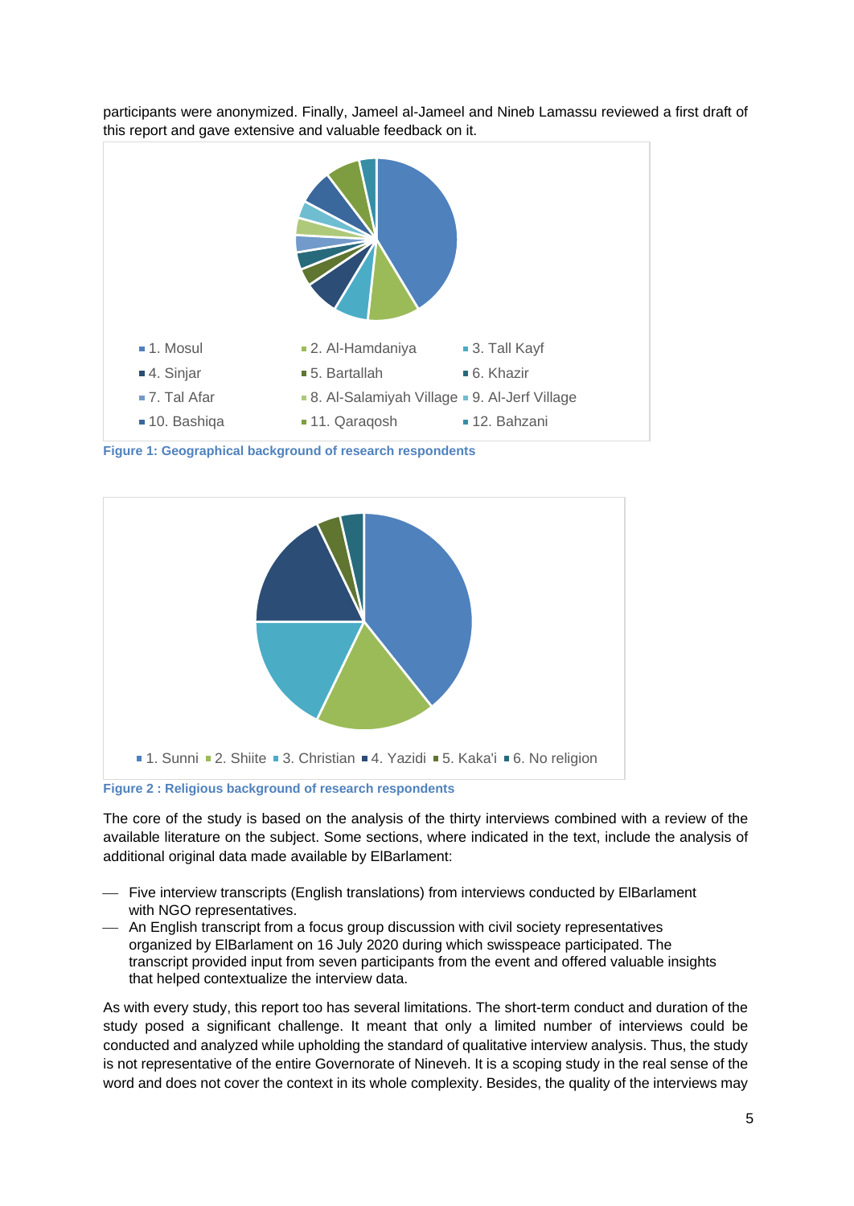participants were anonymized. Finally, Jameel al-Jameel and Nineb Lamassu reviewed a first draft of this report and gave extensive and valuable feedback on it.

1. Mosul
2. Al-Hamdaniya
3. Tall Kayf
4. Sinjar
5. Bartallah
6. Khazir
7. Tal Afar
8. Al-Salamiyah Village
9. Al-Jerf Village
10. Bashiqa
11. Qaraqosh
12. Bahzani

**Figure 1: Geographical background of research respondents**

1. Sunni
2. Shiite
3. Christian
4. Yazidi
5. Kaka'i
6. No religion

**Figure 2 : Religious background of research respondents**

The core of the study is based on the analysis of the thirty interviews combined with a review of the available literature on the subject. Some sections, where indicated in the text, include the analysis of additional original data made available by ElBarlament:

- Five interview transcripts (English translations) from interviews conducted by ElBarlament with NGO representatives.
- An English transcript from a focus group discussion with civil society representatives organized by ElBarlament on 16 July 2020 during which swisspeace participated. The transcript provided input from seven participants from the event and offered valuable insights that helped contextualize the interview data.

As with every study, this report too has several limitations. The short-term conduct and duration of the study posed a significant challenge. It meant that only a limited number of interviews could be conducted and analyzed while upholding the standard of qualitative interview analysis. Thus, the study is not representative of the entire Governorate of Nineveh. It is a scoping study in the real sense of the word and does not cover the context in its whole complexity. Besides, the quality of the interviews may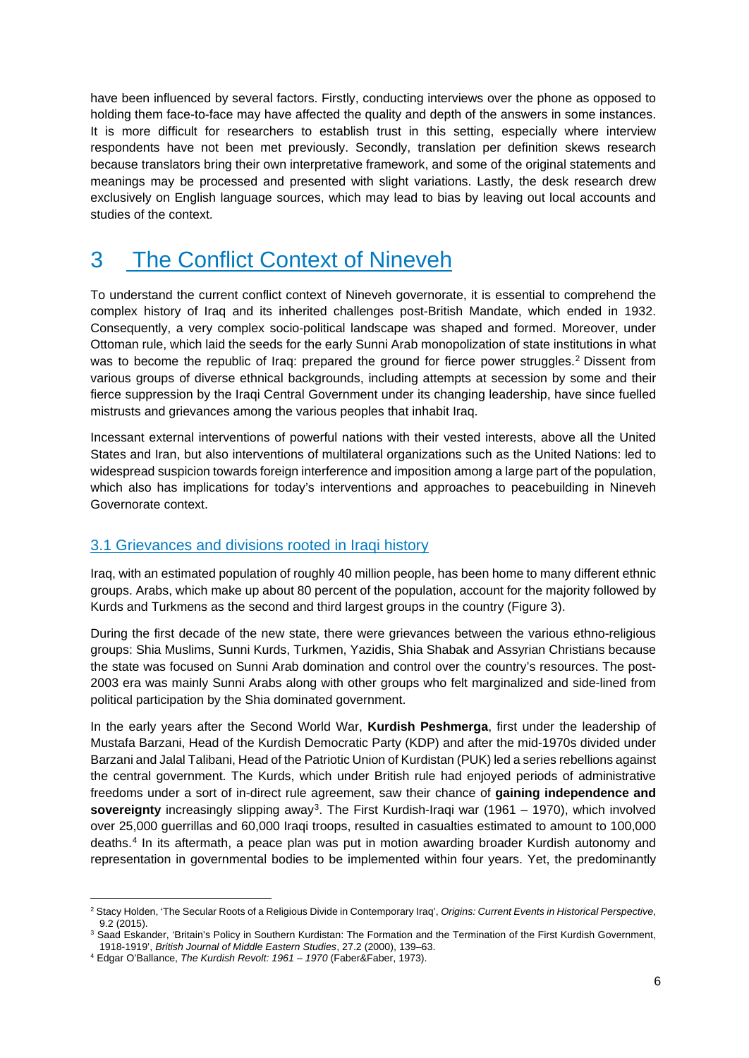have been influenced by several factors. Firstly, conducting interviews over the phone as opposed to holding them face-to-face may have affected the quality and depth of the answers in some instances. It is more difficult for researchers to establish trust in this setting, especially where interview respondents have not been met previously. Secondly, translation per definition skews research because translators bring their own interpretative framework, and some of the original statements and meanings may be processed and presented with slight variations. Lastly, the desk research drew exclusively on English language sources, which may lead to bias by leaving out local accounts and studies of the context.

# 3 The Conflict Context of Nineveh

To understand the current conflict context of Nineveh governorate, it is essential to comprehend the complex history of Iraq and its inherited challenges post-British Mandate, which ended in 1932. Consequently, a very complex socio-political landscape was shaped and formed. Moreover, under Ottoman rule, which laid the seeds for the early Sunni Arab monopolization of state institutions in what was to become the republic of Iraq: prepared the ground for fierce power struggles.[2] Dissent from various groups of diverse ethnical backgrounds, including attempts at secession by some and their fierce suppression by the Iraqi Central Government under its changing leadership, have since fuelled mistrusts and grievances among the various peoples that inhabit Iraq.

Incessant external interventions of powerful nations with their vested interests, above all the United States and Iran, but also interventions of multilateral organizations such as the United Nations: led to widespread suspicion towards foreign interference and imposition among a large part of the population, which also has implications for today's interventions and approaches to peacebuilding in Nineveh Governorate context.

## 3.1 Grievances and divisions rooted in Iraqi history

Iraq, with an estimated population of roughly 40 million people, has been home to many different ethnic groups. Arabs, which make up about 80 percent of the population, account for the majority followed by Kurds and Turkmens as the second and third largest groups in the country (Figure 3).

During the first decade of the new state, there were grievances between the various ethno-religious groups: Shia Muslims, Sunni Kurds, Turkmen, Yazidis, Shia Shabak and Assyrian Christians because the state was focused on Sunni Arab domination and control over the country's resources. The post-2003 era was mainly Sunni Arabs along with other groups who felt marginalized and side-lined from political participation by the Shia dominated government.

In the early years after the Second World War, **Kurdish Peshmerga**, first under the leadership of Mustafa Barzani, Head of the Kurdish Democratic Party (KDP) and after the mid-1970s divided under Barzani and Jalal Talibani, Head of the Patriotic Union of Kurdistan (PUK) led a series rebellions against the central government. The Kurds, which under British rule had enjoyed periods of administrative freedoms under a sort of in-direct rule agreement, saw their chance of **gaining independence and sovereignty** increasingly slipping away[3]. The First Kurdish-Iraqi war (1961 – 1970), which involved over 25,000 guerrillas and 60,000 Iraqi troops, resulted in casualties estimated to amount to 100,000 deaths.[4] In its aftermath, a peace plan was put in motion awarding broader Kurdish autonomy and representation in governmental bodies to be implemented within four years. Yet, the predominantly

---

[2] Stacy Holden, 'The Secular Roots of a Religious Divide in Contemporary Iraq', *Origins: Current Events in Historical Perspective*, 9.2 (2015).

[3] Saad Eskander, 'Britain's Policy in Southern Kurdistan: The Formation and the Termination of the First Kurdish Government, 1918-1919', *British Journal of Middle Eastern Studies*, 27.2 (2000), 139–63.

[4] Edgar O'Ballance, *The Kurdish Revolt: 1961 – 1970* (Faber&Faber, 1973).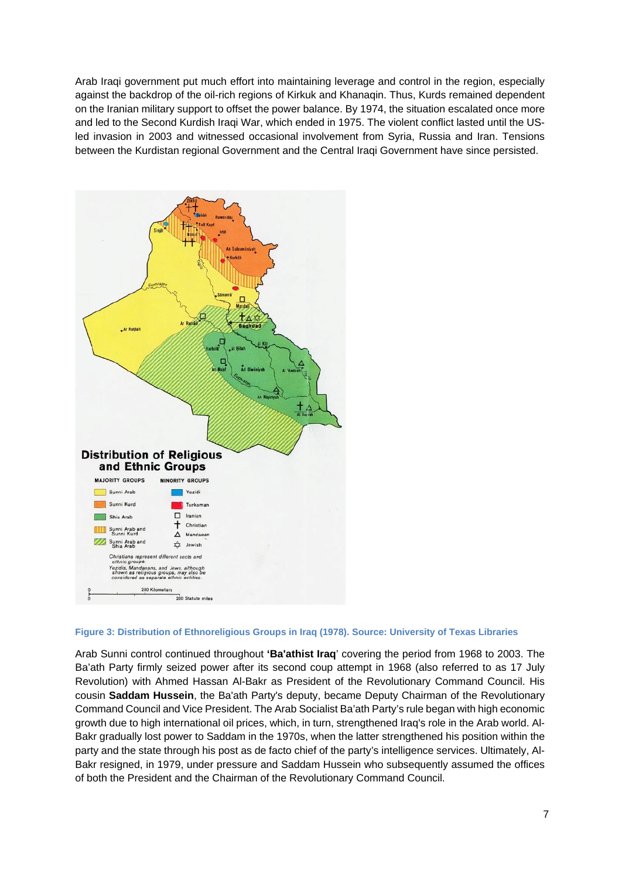Arab Iraqi government put much effort into maintaining leverage and control in the region, especially against the backdrop of the oil-rich regions of Kirkuk and Khanaqin. Thus, Kurds remained dependent on the Iranian military support to offset the power balance. By 1974, the situation escalated once more and led to the Second Kurdish Iraqi War, which ended in 1975. The violent conflict lasted until the US-led invasion in 2003 and witnessed occasional involvement from Syria, Russia and Iran. Tensions between the Kurdistan regional Government and the Central Iraqi Government have since persisted.

**Figure 3: Distribution of Ethnoreligious Groups in Iraq (1978). Source: University of Texas Libraries**

Arab Sunni control continued throughout **'Ba'athist Iraq**' covering the period from 1968 to 2003. The Ba'ath Party firmly seized power after its second coup attempt in 1968 (also referred to as 17 July Revolution) with Ahmed Hassan Al-Bakr as President of the Revolutionary Command Council. His cousin **Saddam Hussein**, the Ba'ath Party's deputy, became Deputy Chairman of the Revolutionary Command Council and Vice President. The Arab Socialist Ba'ath Party's rule began with high economic growth due to high international oil prices, which, in turn, strengthened Iraq's role in the Arab world. Al-Bakr gradually lost power to Saddam in the 1970s, when the latter strengthened his position within the party and the state through his post as de facto chief of the party's intelligence services. Ultimately, Al-Bakr resigned, in 1979, under pressure and Saddam Hussein who subsequently assumed the offices of both the President and the Chairman of the Revolutionary Command Council.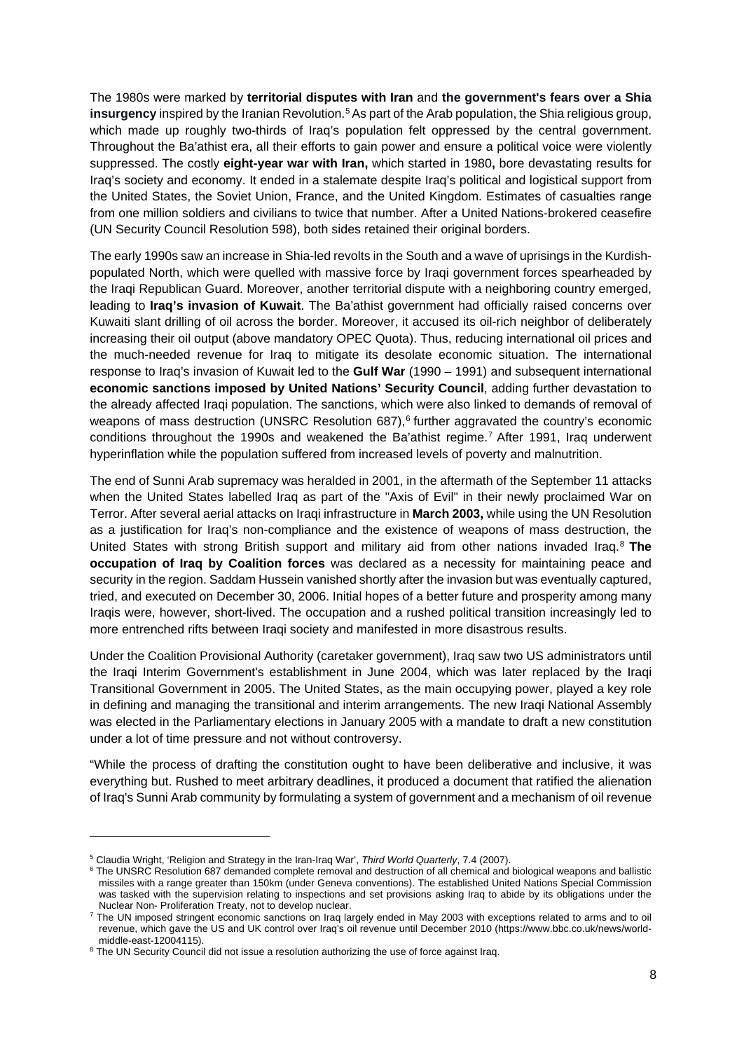The 1980s were marked by **territorial disputes with Iran** and **the government's fears over a Shia insurgency** inspired by the Iranian Revolution.[5] As part of the Arab population, the Shia religious group, which made up roughly two-thirds of Iraq's population felt oppressed by the central government. Throughout the Ba'athist era, all their efforts to gain power and ensure a political voice were violently suppressed. The costly **eight-year war with Iran,** which started in 1980**,** bore devastating results for Iraq's society and economy. It ended in a stalemate despite Iraq's political and logistical support from the United States, the Soviet Union, France, and the United Kingdom. Estimates of casualties range from one million soldiers and civilians to twice that number. After a United Nations-brokered ceasefire (UN Security Council Resolution 598), both sides retained their original borders.

The early 1990s saw an increase in Shia-led revolts in the South and a wave of uprisings in the Kurdish-populated North, which were quelled with massive force by Iraqi government forces spearheaded by the Iraqi Republican Guard. Moreover, another territorial dispute with a neighboring country emerged, leading to **Iraq's invasion of Kuwait**. The Ba'athist government had officially raised concerns over Kuwaiti slant drilling of oil across the border. Moreover, it accused its oil-rich neighbor of deliberately increasing their oil output (above mandatory OPEC Quota). Thus, reducing international oil prices and the much-needed revenue for Iraq to mitigate its desolate economic situation. The international response to Iraq's invasion of Kuwait led to the **Gulf War** (1990 – 1991) and subsequent international **economic sanctions imposed by United Nations' Security Council**, adding further devastation to the already affected Iraqi population. The sanctions, which were also linked to demands of removal of weapons of mass destruction (UNSRC Resolution 687),[6] further aggravated the country's economic conditions throughout the 1990s and weakened the Ba'athist regime.[7] After 1991, Iraq underwent hyperinflation while the population suffered from increased levels of poverty and malnutrition.

The end of Sunni Arab supremacy was heralded in 2001, in the aftermath of the September 11 attacks when the United States labelled Iraq as part of the "Axis of Evil" in their newly proclaimed War on Terror. After several aerial attacks on Iraqi infrastructure in **March 2003,** while using the UN Resolution as a justification for Iraq's non-compliance and the existence of weapons of mass destruction, the United States with strong British support and military aid from other nations invaded Iraq.[8] **The occupation of Iraq by Coalition forces** was declared as a necessity for maintaining peace and security in the region. Saddam Hussein vanished shortly after the invasion but was eventually captured, tried, and executed on December 30, 2006. Initial hopes of a better future and prosperity among many Iraqis were, however, short-lived. The occupation and a rushed political transition increasingly led to more entrenched rifts between Iraqi society and manifested in more disastrous results.

Under the Coalition Provisional Authority (caretaker government), Iraq saw two US administrators until the Iraqi Interim Government's establishment in June 2004, which was later replaced by the Iraqi Transitional Government in 2005. The United States, as the main occupying power, played a key role in defining and managing the transitional and interim arrangements. The new Iraqi National Assembly was elected in the Parliamentary elections in January 2005 with a mandate to draft a new constitution under a lot of time pressure and not without controversy.

"While the process of drafting the constitution ought to have been deliberative and inclusive, it was everything but. Rushed to meet arbitrary deadlines, it produced a document that ratified the alienation of Iraq's Sunni Arab community by formulating a system of government and a mechanism of oil revenue

---

[5] Claudia Wright, 'Religion and Strategy in the Iran-Iraq War', *Third World Quarterly*, 7.4 (2007).

[6] The UNSRC Resolution 687 demanded complete removal and destruction of all chemical and biological weapons and ballistic missiles with a range greater than 150km (under Geneva conventions). The established United Nations Special Commission was tasked with the supervision relating to inspections and set provisions asking Iraq to abide by its obligations under the Nuclear Non- Proliferation Treaty, not to develop nuclear.

[7] The UN imposed stringent economic sanctions on Iraq largely ended in May 2003 with exceptions related to arms and to oil revenue, which gave the US and UK control over Iraq's oil revenue until December 2010 (https://www.bbc.co.uk/news/world-middle-east-12004115).

[8] The UN Security Council did not issue a resolution authorizing the use of force against Iraq.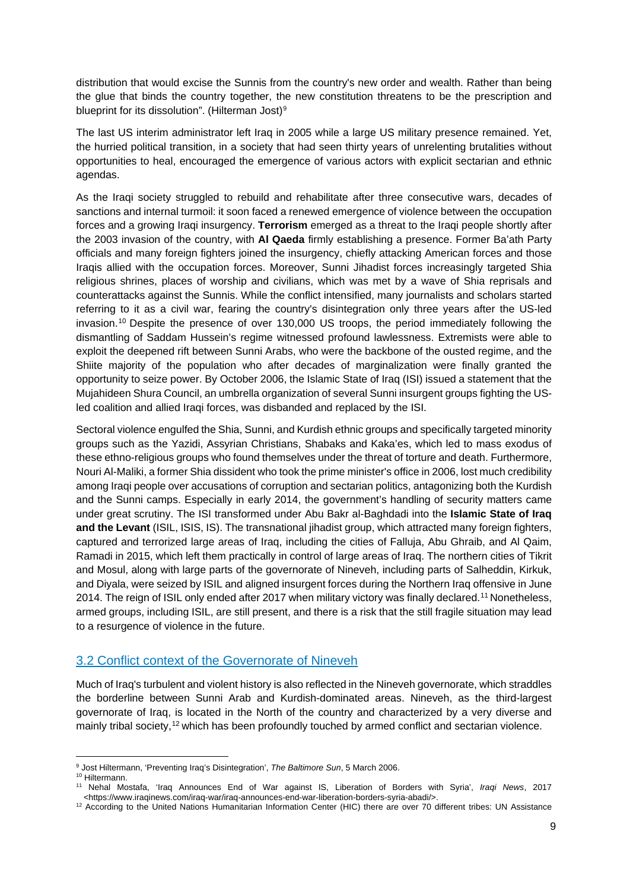distribution that would excise the Sunnis from the country's new order and wealth. Rather than being the glue that binds the country together, the new constitution threatens to be the prescription and blueprint for its dissolution". (Hilterman Jost)[9]

The last US interim administrator left Iraq in 2005 while a large US military presence remained. Yet, the hurried political transition, in a society that had seen thirty years of unrelenting brutalities without opportunities to heal, encouraged the emergence of various actors with explicit sectarian and ethnic agendas.

As the Iraqi society struggled to rebuild and rehabilitate after three consecutive wars, decades of sanctions and internal turmoil: it soon faced a renewed emergence of violence between the occupation forces and a growing Iraqi insurgency. **Terrorism** emerged as a threat to the Iraqi people shortly after the 2003 invasion of the country, with **Al Qaeda** firmly establishing a presence. Former Ba'ath Party officials and many foreign fighters joined the insurgency, chiefly attacking American forces and those Iraqis allied with the occupation forces. Moreover, Sunni Jihadist forces increasingly targeted Shia religious shrines, places of worship and civilians, which was met by a wave of Shia reprisals and counterattacks against the Sunnis. While the conflict intensified, many journalists and scholars started referring to it as a civil war, fearing the country's disintegration only three years after the US-led invasion.[10] Despite the presence of over 130,000 US troops, the period immediately following the dismantling of Saddam Hussein's regime witnessed profound lawlessness. Extremists were able to exploit the deepened rift between Sunni Arabs, who were the backbone of the ousted regime, and the Shiite majority of the population who after decades of marginalization were finally granted the opportunity to seize power. By October 2006, the Islamic State of Iraq (ISI) issued a statement that the Mujahideen Shura Council, an umbrella organization of several Sunni insurgent groups fighting the US-led coalition and allied Iraqi forces, was disbanded and replaced by the ISI.

Sectoral violence engulfed the Shia, Sunni, and Kurdish ethnic groups and specifically targeted minority groups such as the Yazidi, Assyrian Christians, Shabaks and Kaka'es, which led to mass exodus of these ethno-religious groups who found themselves under the threat of torture and death. Furthermore, Nouri Al-Maliki, a former Shia dissident who took the prime minister's office in 2006, lost much credibility among Iraqi people over accusations of corruption and sectarian politics, antagonizing both the Kurdish and the Sunni camps. Especially in early 2014, the government's handling of security matters came under great scrutiny. The ISI transformed under Abu Bakr al-Baghdadi into the **Islamic State of Iraq and the Levant** (ISIL, ISIS, IS). The transnational jihadist group, which attracted many foreign fighters, captured and terrorized large areas of Iraq, including the cities of Falluja, Abu Ghraib, and Al Qaim, Ramadi in 2015, which left them practically in control of large areas of Iraq. The northern cities of Tikrit and Mosul, along with large parts of the governorate of Nineveh, including parts of Salheddin, Kirkuk, and Diyala, were seized by ISIL and aligned insurgent forces during the Northern Iraq offensive in June 2014. The reign of ISIL only ended after 2017 when military victory was finally declared.[11] Nonetheless, armed groups, including ISIL, are still present, and there is a risk that the still fragile situation may lead to a resurgence of violence in the future.

## 3.2 Conflict context of the Governorate of Nineveh

Much of Iraq's turbulent and violent history is also reflected in the Nineveh governorate, which straddles the borderline between Sunni Arab and Kurdish-dominated areas. Nineveh, as the third-largest governorate of Iraq, is located in the North of the country and characterized by a very diverse and mainly tribal society,[12] which has been profoundly touched by armed conflict and sectarian violence.

---

[9] Jost Hiltermann, 'Preventing Iraq's Disintegration', *The Baltimore Sun*, 5 March 2006.

[10] Hiltermann.

[11] Nehal Mostafa, 'Iraq Announces End of War against IS, Liberation of Borders with Syria', *Iraqi News*, 2017 <https://www.iraqinews.com/iraq-war/iraq-announces-end-war-liberation-borders-syria-abadi/>.

[12] According to the United Nations Humanitarian Information Center (HIC) there are over 70 different tribes: UN Assistance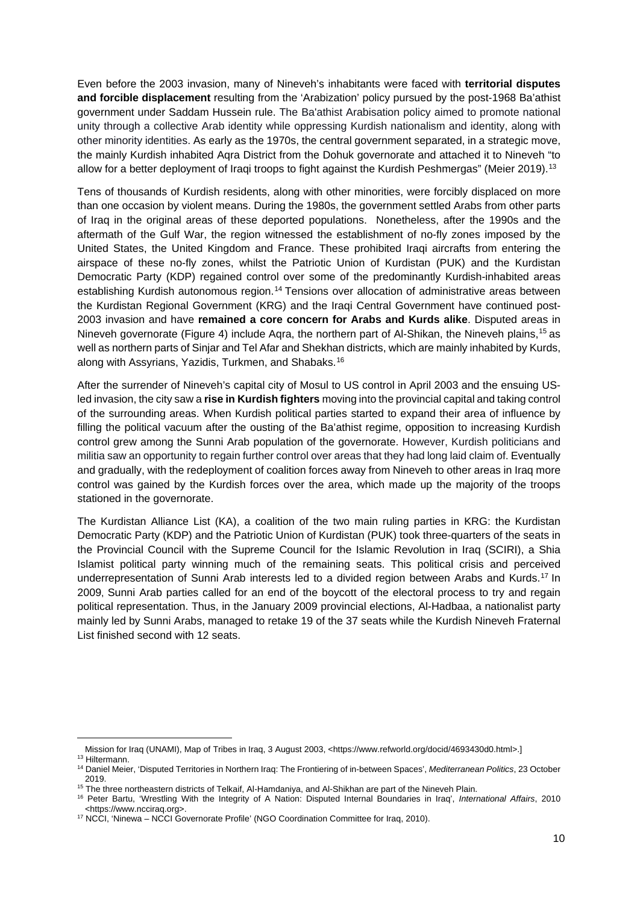Even before the 2003 invasion, many of Nineveh's inhabitants were faced with **territorial disputes and forcible displacement** resulting from the 'Arabization' policy pursued by the post-1968 Ba'athist government under Saddam Hussein rule. The Ba'athist Arabisation policy aimed to promote national unity through a collective Arab identity while oppressing Kurdish nationalism and identity, along with other minority identities. As early as the 1970s, the central government separated, in a strategic move, the mainly Kurdish inhabited Aqra District from the Dohuk governorate and attached it to Nineveh "to allow for a better deployment of Iraqi troops to fight against the Kurdish Peshmergas" (Meier 2019).[13]

Tens of thousands of Kurdish residents, along with other minorities, were forcibly displaced on more than one occasion by violent means. During the 1980s, the government settled Arabs from other parts of Iraq in the original areas of these deported populations. Nonetheless, after the 1990s and the aftermath of the Gulf War, the region witnessed the establishment of no-fly zones imposed by the United States, the United Kingdom and France. These prohibited Iraqi aircrafts from entering the airspace of these no-fly zones, whilst the Patriotic Union of Kurdistan (PUK) and the Kurdistan Democratic Party (KDP) regained control over some of the predominantly Kurdish-inhabited areas establishing Kurdish autonomous region.[14] Tensions over allocation of administrative areas between the Kurdistan Regional Government (KRG) and the Iraqi Central Government have continued post-2003 invasion and have **remained a core concern for Arabs and Kurds alike**. Disputed areas in Nineveh governorate (Figure 4) include Aqra, the northern part of Al-Shikan, the Nineveh plains,[15] as well as northern parts of Sinjar and Tel Afar and Shekhan districts, which are mainly inhabited by Kurds, along with Assyrians, Yazidis, Turkmen, and Shabaks.[16]

After the surrender of Nineveh's capital city of Mosul to US control in April 2003 and the ensuing US-led invasion, the city saw a **rise in Kurdish fighters** moving into the provincial capital and taking control of the surrounding areas. When Kurdish political parties started to expand their area of influence by filling the political vacuum after the ousting of the Ba'athist regime, opposition to increasing Kurdish control grew among the Sunni Arab population of the governorate. However, Kurdish politicians and militia saw an opportunity to regain further control over areas that they had long laid claim of. Eventually and gradually, with the redeployment of coalition forces away from Nineveh to other areas in Iraq more control was gained by the Kurdish forces over the area, which made up the majority of the troops stationed in the governorate.

The Kurdistan Alliance List (KA), a coalition of the two main ruling parties in KRG: the Kurdistan Democratic Party (KDP) and the Patriotic Union of Kurdistan (PUK) took three-quarters of the seats in the Provincial Council with the Supreme Council for the Islamic Revolution in Iraq (SCIRI), a Shia Islamist political party winning much of the remaining seats. This political crisis and perceived underrepresentation of Sunni Arab interests led to a divided region between Arabs and Kurds.[17] In 2009, Sunni Arab parties called for an end of the boycott of the electoral process to try and regain political representation. Thus, in the January 2009 provincial elections, Al-Hadbaa, a nationalist party mainly led by Sunni Arabs, managed to retake 19 of the 37 seats while the Kurdish Nineveh Fraternal List finished second with 12 seats.

---

Mission for Iraq (UNAMI), Map of Tribes in Iraq, 3 August 2003, <https://www.refworld.org/docid/4693430d0.html>.]

[13] Hiltermann.

[14] Daniel Meier, 'Disputed Territories in Northern Iraq: The Frontiering of in-between Spaces', *Mediterranean Politics*, 23 October 2019.

[15] The three northeastern districts of Telkaif, Al-Hamdaniya, and Al-Shikhan are part of the Nineveh Plain.

[16] Peter Bartu, 'Wrestling With the Integrity of A Nation: Disputed Internal Boundaries in Iraq', *International Affairs*, 2010 <https://www.ncciraq.org>.

[17] NCCI, 'Ninewa – NCCI Governorate Profile' (NGO Coordination Committee for Iraq, 2010).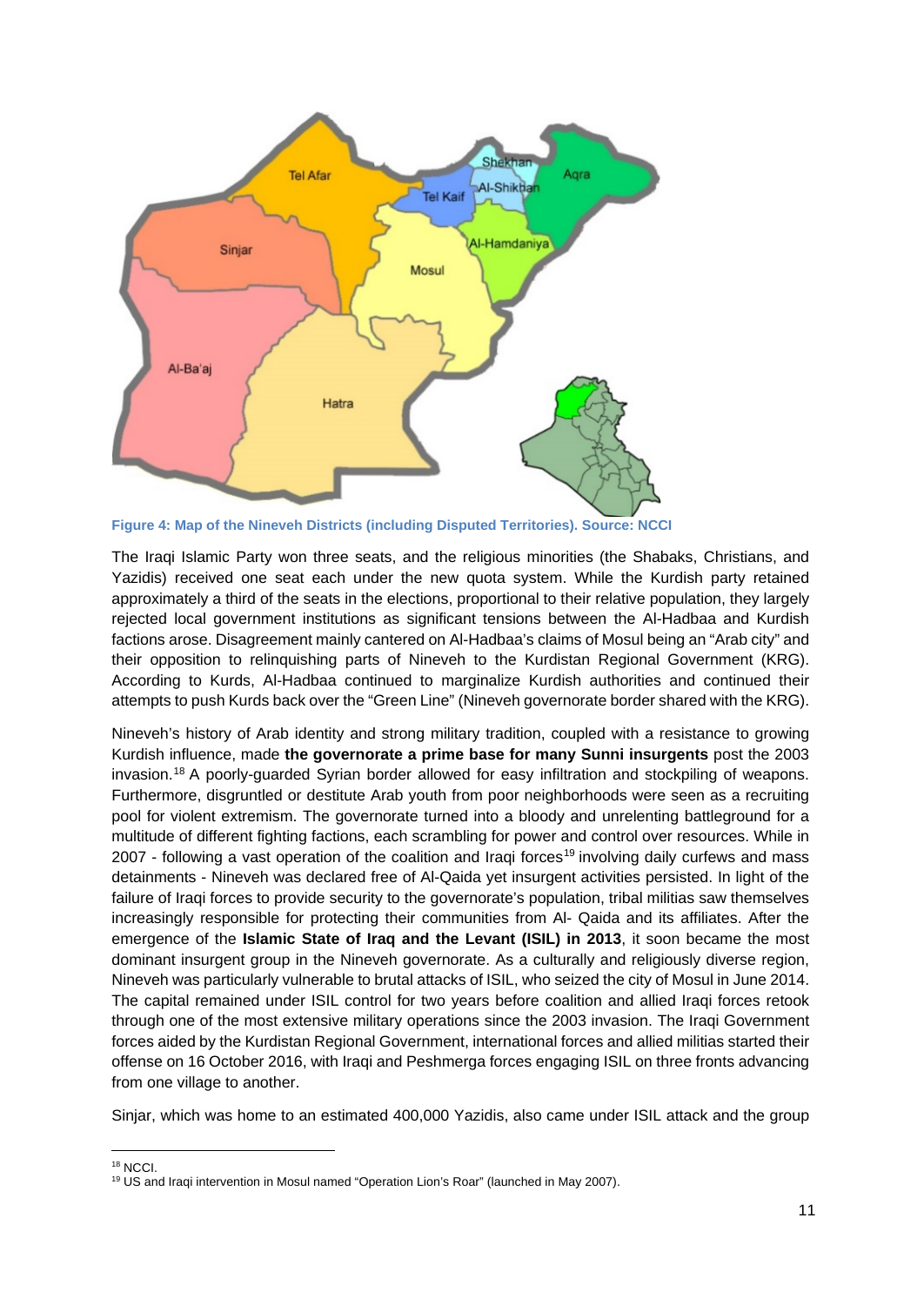Figure 4: Map of the Nineveh Districts (including Disputed Territories). Source: NCCI

The Iraqi Islamic Party won three seats, and the religious minorities (the Shabaks, Christians, and Yazidis) received one seat each under the new quota system. While the Kurdish party retained approximately a third of the seats in the elections, proportional to their relative population, they largely rejected local government institutions as significant tensions between the Al-Hadbaa and Kurdish factions arose. Disagreement mainly cantered on Al-Hadbaa's claims of Mosul being an "Arab city" and their opposition to relinquishing parts of Nineveh to the Kurdistan Regional Government (KRG). According to Kurds, Al-Hadbaa continued to marginalize Kurdish authorities and continued their attempts to push Kurds back over the "Green Line" (Nineveh governorate border shared with the KRG).

Nineveh's history of Arab identity and strong military tradition, coupled with a resistance to growing Kurdish influence, made **the governorate a prime base for many Sunni insurgents** post the 2003 invasion.[18] A poorly-guarded Syrian border allowed for easy infiltration and stockpiling of weapons. Furthermore, disgruntled or destitute Arab youth from poor neighborhoods were seen as a recruiting pool for violent extremism. The governorate turned into a bloody and unrelenting battleground for a multitude of different fighting factions, each scrambling for power and control over resources. While in 2007 - following a vast operation of the coalition and Iraqi forces[19] involving daily curfews and mass detainments - Nineveh was declared free of Al-Qaida yet insurgent activities persisted. In light of the failure of Iraqi forces to provide security to the governorate's population, tribal militias saw themselves increasingly responsible for protecting their communities from Al- Qaida and its affiliates. After the emergence of the **Islamic State of Iraq and the Levant (ISIL) in 2013**, it soon became the most dominant insurgent group in the Nineveh governorate. As a culturally and religiously diverse region, Nineveh was particularly vulnerable to brutal attacks of ISIL, who seized the city of Mosul in June 2014. The capital remained under ISIL control for two years before coalition and allied Iraqi forces retook through one of the most extensive military operations since the 2003 invasion. The Iraqi Government forces aided by the Kurdistan Regional Government, international forces and allied militias started their offense on 16 October 2016, with Iraqi and Peshmerga forces engaging ISIL on three fronts advancing from one village to another.

Sinjar, which was home to an estimated 400,000 Yazidis, also came under ISIL attack and the group

[18] NCCI.

[19] US and Iraqi intervention in Mosul named "Operation Lion's Roar" (launched in May 2007).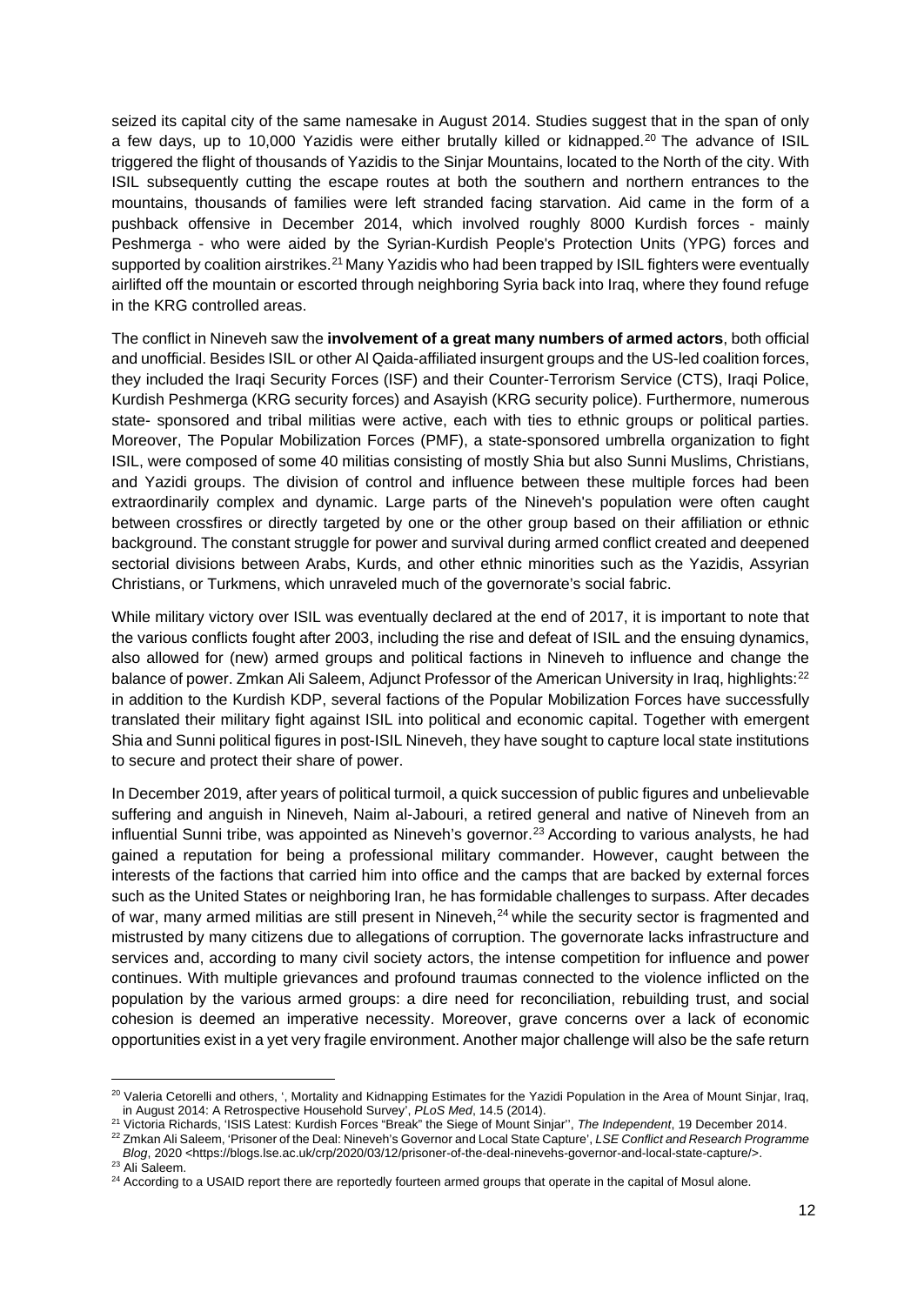seized its capital city of the same namesake in August 2014. Studies suggest that in the span of only a few days, up to 10,000 Yazidis were either brutally killed or kidnapped.[20] The advance of ISIL triggered the flight of thousands of Yazidis to the Sinjar Mountains, located to the North of the city. With ISIL subsequently cutting the escape routes at both the southern and northern entrances to the mountains, thousands of families were left stranded facing starvation. Aid came in the form of a pushback offensive in December 2014, which involved roughly 8000 Kurdish forces - mainly Peshmerga - who were aided by the Syrian-Kurdish People's Protection Units (YPG) forces and supported by coalition airstrikes.[21] Many Yazidis who had been trapped by ISIL fighters were eventually airlifted off the mountain or escorted through neighboring Syria back into Iraq, where they found refuge in the KRG controlled areas.

The conflict in Nineveh saw the **involvement of a great many numbers of armed actors**, both official and unofficial. Besides ISIL or other Al Qaida-affiliated insurgent groups and the US-led coalition forces, they included the Iraqi Security Forces (ISF) and their Counter-Terrorism Service (CTS), Iraqi Police, Kurdish Peshmerga (KRG security forces) and Asayish (KRG security police). Furthermore, numerous state- sponsored and tribal militias were active, each with ties to ethnic groups or political parties. Moreover, The Popular Mobilization Forces (PMF), a state-sponsored umbrella organization to fight ISIL, were composed of some 40 militias consisting of mostly Shia but also Sunni Muslims, Christians, and Yazidi groups. The division of control and influence between these multiple forces had been extraordinarily complex and dynamic. Large parts of the Nineveh's population were often caught between crossfires or directly targeted by one or the other group based on their affiliation or ethnic background. The constant struggle for power and survival during armed conflict created and deepened sectorial divisions between Arabs, Kurds, and other ethnic minorities such as the Yazidis, Assyrian Christians, or Turkmens, which unraveled much of the governorate's social fabric.

While military victory over ISIL was eventually declared at the end of 2017, it is important to note that the various conflicts fought after 2003, including the rise and defeat of ISIL and the ensuing dynamics, also allowed for (new) armed groups and political factions in Nineveh to influence and change the balance of power. Zmkan Ali Saleem, Adjunct Professor of the American University in Iraq, highlights:[22] in addition to the Kurdish KDP, several factions of the Popular Mobilization Forces have successfully translated their military fight against ISIL into political and economic capital. Together with emergent Shia and Sunni political figures in post-ISIL Nineveh, they have sought to capture local state institutions to secure and protect their share of power.

In December 2019, after years of political turmoil, a quick succession of public figures and unbelievable suffering and anguish in Nineveh, Naim al-Jabouri, a retired general and native of Nineveh from an influential Sunni tribe, was appointed as Nineveh's governor.[23] According to various analysts, he had gained a reputation for being a professional military commander. However, caught between the interests of the factions that carried him into office and the camps that are backed by external forces such as the United States or neighboring Iran, he has formidable challenges to surpass. After decades of war, many armed militias are still present in Nineveh,[24] while the security sector is fragmented and mistrusted by many citizens due to allegations of corruption. The governorate lacks infrastructure and services and, according to many civil society actors, the intense competition for influence and power continues. With multiple grievances and profound traumas connected to the violence inflicted on the population by the various armed groups: a dire need for reconciliation, rebuilding trust, and social cohesion is deemed an imperative necessity. Moreover, grave concerns over a lack of economic opportunities exist in a yet very fragile environment. Another major challenge will also be the safe return

---

[20] Valeria Cetorelli and others, ', Mortality and Kidnapping Estimates for the Yazidi Population in the Area of Mount Sinjar, Iraq, in August 2014: A Retrospective Household Survey', *PLoS Med*, 14.5 (2014).

[21] Victoria Richards, 'ISIS Latest: Kurdish Forces "Break" the Siege of Mount Sinjar'', *The Independent*, 19 December 2014.

[22] Zmkan Ali Saleem, 'Prisoner of the Deal: Nineveh's Governor and Local State Capture', *LSE Conflict and Research Programme Blog*, 2020 <https://blogs.lse.ac.uk/crp/2020/03/12/prisoner-of-the-deal-ninevehs-governor-and-local-state-capture/>.

[23] Ali Saleem.

[24] According to a USAID report there are reportedly fourteen armed groups that operate in the capital of Mosul alone.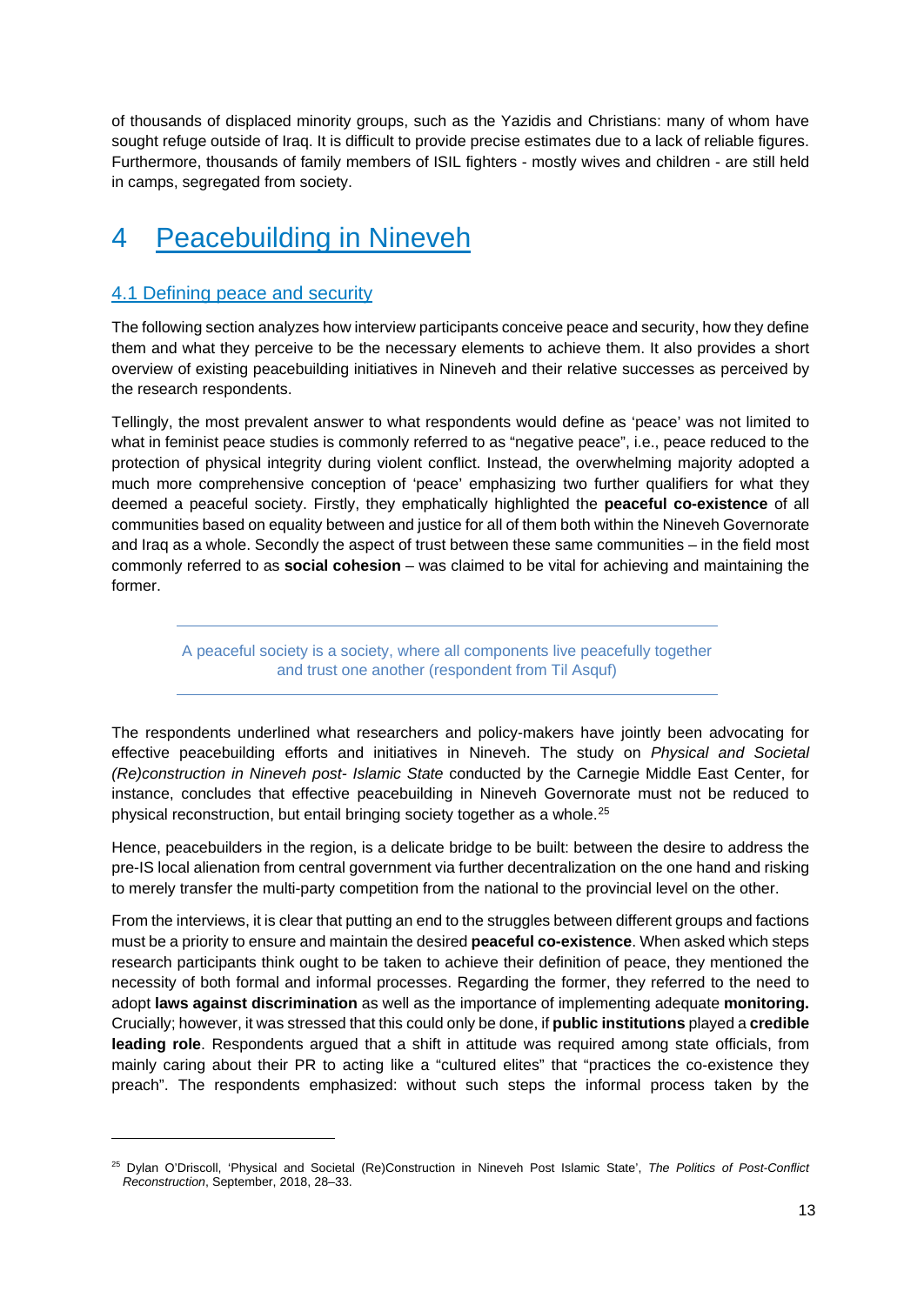of thousands of displaced minority groups, such as the Yazidis and Christians: many of whom have sought refuge outside of Iraq. It is difficult to provide precise estimates due to a lack of reliable figures. Furthermore, thousands of family members of ISIL fighters - mostly wives and children - are still held in camps, segregated from society.

# 4 Peacebuilding in Nineveh

## 4.1 Defining peace and security

The following section analyzes how interview participants conceive peace and security, how they define them and what they perceive to be the necessary elements to achieve them. It also provides a short overview of existing peacebuilding initiatives in Nineveh and their relative successes as perceived by the research respondents.

Tellingly, the most prevalent answer to what respondents would define as 'peace' was not limited to what in feminist peace studies is commonly referred to as "negative peace", i.e., peace reduced to the protection of physical integrity during violent conflict. Instead, the overwhelming majority adopted a much more comprehensive conception of 'peace' emphasizing two further qualifiers for what they deemed a peaceful society. Firstly, they emphatically highlighted the **peaceful co-existence** of all communities based on equality between and justice for all of them both within the Nineveh Governorate and Iraq as a whole. Secondly the aspect of trust between these same communities – in the field most commonly referred to as **social cohesion** – was claimed to be vital for achieving and maintaining the former.

> A peaceful society is a society, where all components live peacefully together and trust one another (respondent from Til Asquf)

The respondents underlined what researchers and policy-makers have jointly been advocating for effective peacebuilding efforts and initiatives in Nineveh. The study on *Physical and Societal (Re)construction in Nineveh post- Islamic State* conducted by the Carnegie Middle East Center, for instance, concludes that effective peacebuilding in Nineveh Governorate must not be reduced to physical reconstruction, but entail bringing society together as a whole.[25]

Hence, peacebuilders in the region, is a delicate bridge to be built: between the desire to address the pre-IS local alienation from central government via further decentralization on the one hand and risking to merely transfer the multi-party competition from the national to the provincial level on the other.

From the interviews, it is clear that putting an end to the struggles between different groups and factions must be a priority to ensure and maintain the desired **peaceful co-existence**. When asked which steps research participants think ought to be taken to achieve their definition of peace, they mentioned the necessity of both formal and informal processes. Regarding the former, they referred to the need to adopt **laws against discrimination** as well as the importance of implementing adequate **monitoring.** Crucially; however, it was stressed that this could only be done, if **public institutions** played a **credible leading role**. Respondents argued that a shift in attitude was required among state officials, from mainly caring about their PR to acting like a "cultured elites" that "practices the co-existence they preach". The respondents emphasized: without such steps the informal process taken by the

---

[25] Dylan O'Driscoll, 'Physical and Societal (Re)Construction in Nineveh Post Islamic State', *The Politics of Post-Conflict Reconstruction*, September, 2018, 28–33.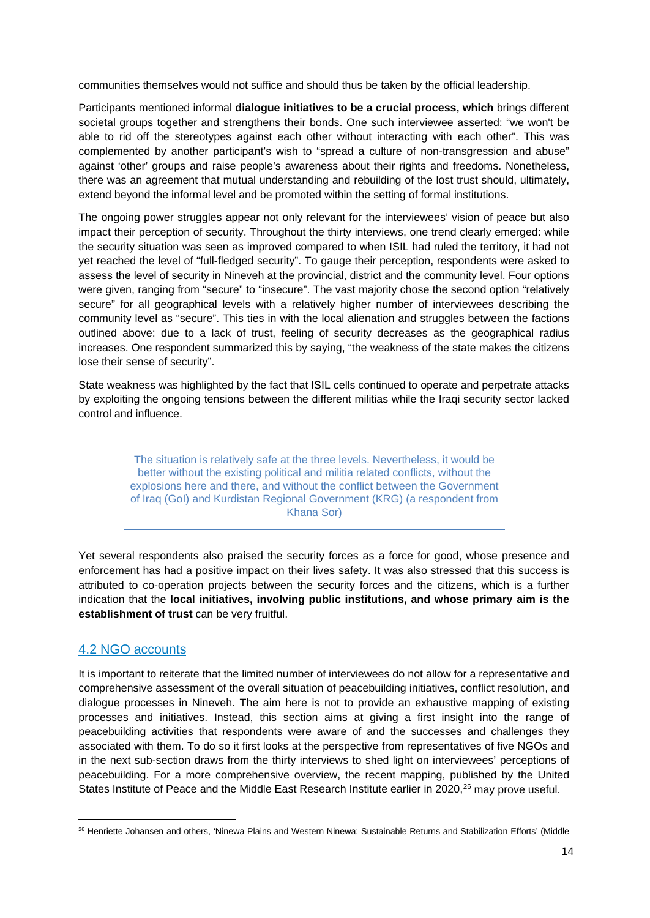communities themselves would not suffice and should thus be taken by the official leadership.

Participants mentioned informal **dialogue initiatives to be a crucial process, which** brings different societal groups together and strengthens their bonds. One such interviewee asserted: "we won't be able to rid off the stereotypes against each other without interacting with each other". This was complemented by another participant's wish to "spread a culture of non-transgression and abuse" against 'other' groups and raise people's awareness about their rights and freedoms. Nonetheless, there was an agreement that mutual understanding and rebuilding of the lost trust should, ultimately, extend beyond the informal level and be promoted within the setting of formal institutions.

The ongoing power struggles appear not only relevant for the interviewees' vision of peace but also impact their perception of security. Throughout the thirty interviews, one trend clearly emerged: while the security situation was seen as improved compared to when ISIL had ruled the territory, it had not yet reached the level of "full-fledged security". To gauge their perception, respondents were asked to assess the level of security in Nineveh at the provincial, district and the community level. Four options were given, ranging from "secure" to "insecure". The vast majority chose the second option "relatively secure" for all geographical levels with a relatively higher number of interviewees describing the community level as "secure". This ties in with the local alienation and struggles between the factions outlined above: due to a lack of trust, feeling of security decreases as the geographical radius increases. One respondent summarized this by saying, "the weakness of the state makes the citizens lose their sense of security".

State weakness was highlighted by the fact that ISIL cells continued to operate and perpetrate attacks by exploiting the ongoing tensions between the different militias while the Iraqi security sector lacked control and influence.

> The situation is relatively safe at the three levels. Nevertheless, it would be better without the existing political and militia related conflicts, without the explosions here and there, and without the conflict between the Government of Iraq (GoI) and Kurdistan Regional Government (KRG) (a respondent from Khana Sor)

Yet several respondents also praised the security forces as a force for good, whose presence and enforcement has had a positive impact on their lives safety. It was also stressed that this success is attributed to co-operation projects between the security forces and the citizens, which is a further indication that the **local initiatives, involving public institutions, and whose primary aim is the establishment of trust** can be very fruitful.

## 4.2 NGO accounts

It is important to reiterate that the limited number of interviewees do not allow for a representative and comprehensive assessment of the overall situation of peacebuilding initiatives, conflict resolution, and dialogue processes in Nineveh. The aim here is not to provide an exhaustive mapping of existing processes and initiatives. Instead, this section aims at giving a first insight into the range of peacebuilding activities that respondents were aware of and the successes and challenges they associated with them. To do so it first looks at the perspective from representatives of five NGOs and in the next sub-section draws from the thirty interviews to shed light on interviewees' perceptions of peacebuilding. For a more comprehensive overview, the recent mapping, published by the United States Institute of Peace and the Middle East Research Institute earlier in 2020,[26] may prove useful.

[26] Henriette Johansen and others, 'Ninewa Plains and Western Ninewa: Sustainable Returns and Stabilization Efforts' (Middle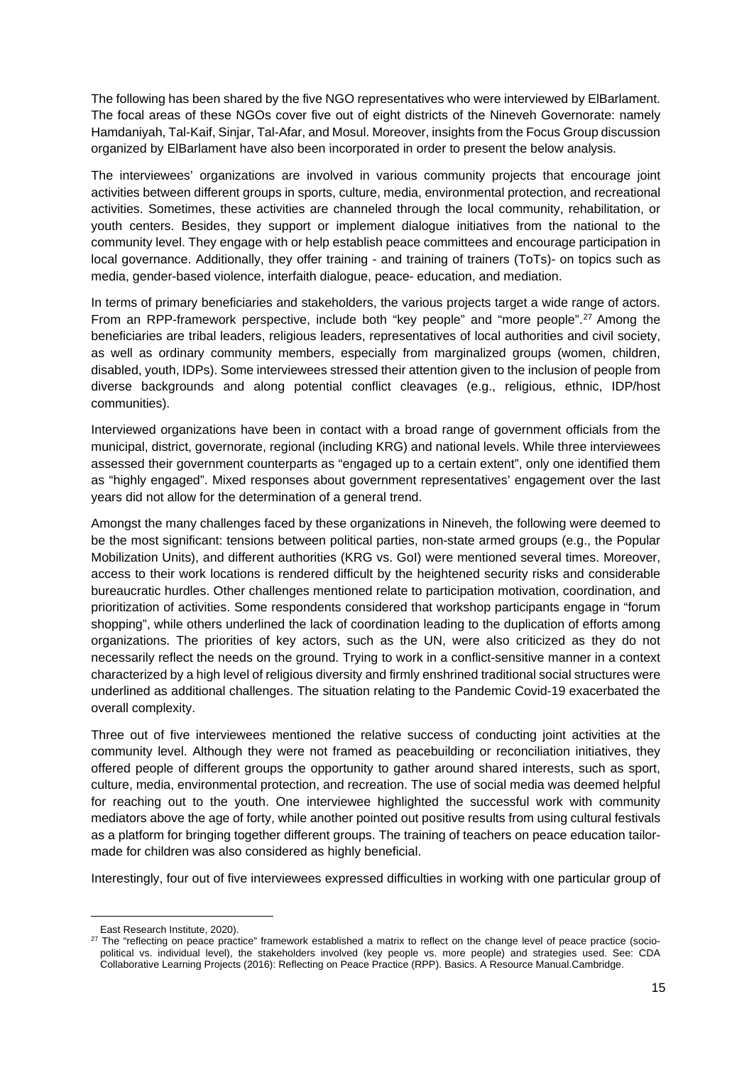The following has been shared by the five NGO representatives who were interviewed by ElBarlament. The focal areas of these NGOs cover five out of eight districts of the Nineveh Governorate: namely Hamdaniyah, Tal-Kaif, Sinjar, Tal-Afar, and Mosul. Moreover, insights from the Focus Group discussion organized by ElBarlament have also been incorporated in order to present the below analysis.

The interviewees' organizations are involved in various community projects that encourage joint activities between different groups in sports, culture, media, environmental protection, and recreational activities. Sometimes, these activities are channeled through the local community, rehabilitation, or youth centers. Besides, they support or implement dialogue initiatives from the national to the community level. They engage with or help establish peace committees and encourage participation in local governance. Additionally, they offer training - and training of trainers (ToTs)- on topics such as media, gender-based violence, interfaith dialogue, peace- education, and mediation.

In terms of primary beneficiaries and stakeholders, the various projects target a wide range of actors. From an RPP-framework perspective, include both "key people" and "more people".[27] Among the beneficiaries are tribal leaders, religious leaders, representatives of local authorities and civil society, as well as ordinary community members, especially from marginalized groups (women, children, disabled, youth, IDPs). Some interviewees stressed their attention given to the inclusion of people from diverse backgrounds and along potential conflict cleavages (e.g., religious, ethnic, IDP/host communities).

Interviewed organizations have been in contact with a broad range of government officials from the municipal, district, governorate, regional (including KRG) and national levels. While three interviewees assessed their government counterparts as "engaged up to a certain extent", only one identified them as "highly engaged". Mixed responses about government representatives' engagement over the last years did not allow for the determination of a general trend.

Amongst the many challenges faced by these organizations in Nineveh, the following were deemed to be the most significant: tensions between political parties, non-state armed groups (e.g., the Popular Mobilization Units), and different authorities (KRG vs. GoI) were mentioned several times. Moreover, access to their work locations is rendered difficult by the heightened security risks and considerable bureaucratic hurdles. Other challenges mentioned relate to participation motivation, coordination, and prioritization of activities. Some respondents considered that workshop participants engage in "forum shopping", while others underlined the lack of coordination leading to the duplication of efforts among organizations. The priorities of key actors, such as the UN, were also criticized as they do not necessarily reflect the needs on the ground. Trying to work in a conflict-sensitive manner in a context characterized by a high level of religious diversity and firmly enshrined traditional social structures were underlined as additional challenges. The situation relating to the Pandemic Covid-19 exacerbated the overall complexity.

Three out of five interviewees mentioned the relative success of conducting joint activities at the community level. Although they were not framed as peacebuilding or reconciliation initiatives, they offered people of different groups the opportunity to gather around shared interests, such as sport, culture, media, environmental protection, and recreation. The use of social media was deemed helpful for reaching out to the youth. One interviewee highlighted the successful work with community mediators above the age of forty, while another pointed out positive results from using cultural festivals as a platform for bringing together different groups. The training of teachers on peace education tailor-made for children was also considered as highly beneficial.

Interestingly, four out of five interviewees expressed difficulties in working with one particular group of

---

East Research Institute, 2020).

[27] The "reflecting on peace practice" framework established a matrix to reflect on the change level of peace practice (socio-political vs. individual level), the stakeholders involved (key people vs. more people) and strategies used. See: CDA Collaborative Learning Projects (2016): Reflecting on Peace Practice (RPP). Basics. A Resource Manual.Cambridge.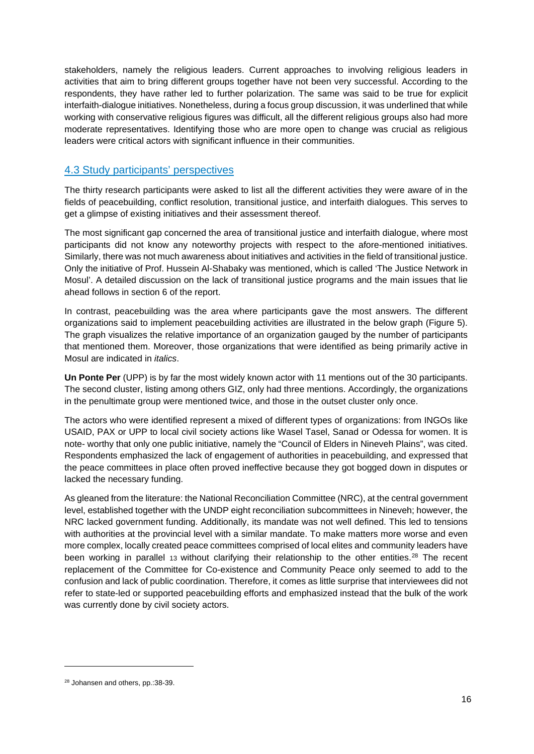stakeholders, namely the religious leaders. Current approaches to involving religious leaders in activities that aim to bring different groups together have not been very successful. According to the respondents, they have rather led to further polarization. The same was said to be true for explicit interfaith-dialogue initiatives. Nonetheless, during a focus group discussion, it was underlined that while working with conservative religious figures was difficult, all the different religious groups also had more moderate representatives. Identifying those who are more open to change was crucial as religious leaders were critical actors with significant influence in their communities.

## 4.3 Study participants' perspectives

The thirty research participants were asked to list all the different activities they were aware of in the fields of peacebuilding, conflict resolution, transitional justice, and interfaith dialogues. This serves to get a glimpse of existing initiatives and their assessment thereof.

The most significant gap concerned the area of transitional justice and interfaith dialogue, where most participants did not know any noteworthy projects with respect to the afore-mentioned initiatives. Similarly, there was not much awareness about initiatives and activities in the field of transitional justice. Only the initiative of Prof. Hussein Al-Shabaky was mentioned, which is called 'The Justice Network in Mosul'. A detailed discussion on the lack of transitional justice programs and the main issues that lie ahead follows in section 6 of the report.

In contrast, peacebuilding was the area where participants gave the most answers. The different organizations said to implement peacebuilding activities are illustrated in the below graph (Figure 5). The graph visualizes the relative importance of an organization gauged by the number of participants that mentioned them. Moreover, those organizations that were identified as being primarily active in Mosul are indicated in *italics*.

**Un Ponte Per** (UPP) is by far the most widely known actor with 11 mentions out of the 30 participants. The second cluster, listing among others GIZ, only had three mentions. Accordingly, the organizations in the penultimate group were mentioned twice, and those in the outset cluster only once.

The actors who were identified represent a mixed of different types of organizations: from INGOs like USAID, PAX or UPP to local civil society actions like Wasel Tasel, Sanad or Odessa for women. It is note- worthy that only one public initiative, namely the "Council of Elders in Nineveh Plains", was cited. Respondents emphasized the lack of engagement of authorities in peacebuilding, and expressed that the peace committees in place often proved ineffective because they got bogged down in disputes or lacked the necessary funding.

As gleaned from the literature: the National Reconciliation Committee (NRC), at the central government level, established together with the UNDP eight reconciliation subcommittees in Nineveh; however, the NRC lacked government funding. Additionally, its mandate was not well defined. This led to tensions with authorities at the provincial level with a similar mandate. To make matters more worse and even more complex, locally created peace committees comprised of local elites and community leaders have been working in parallel 13 without clarifying their relationship to the other entities.[28] The recent replacement of the Committee for Co-existence and Community Peace only seemed to add to the confusion and lack of public coordination. Therefore, it comes as little surprise that interviewees did not refer to state-led or supported peacebuilding efforts and emphasized instead that the bulk of the work was currently done by civil society actors.

[28] Johansen and others, pp.:38-39.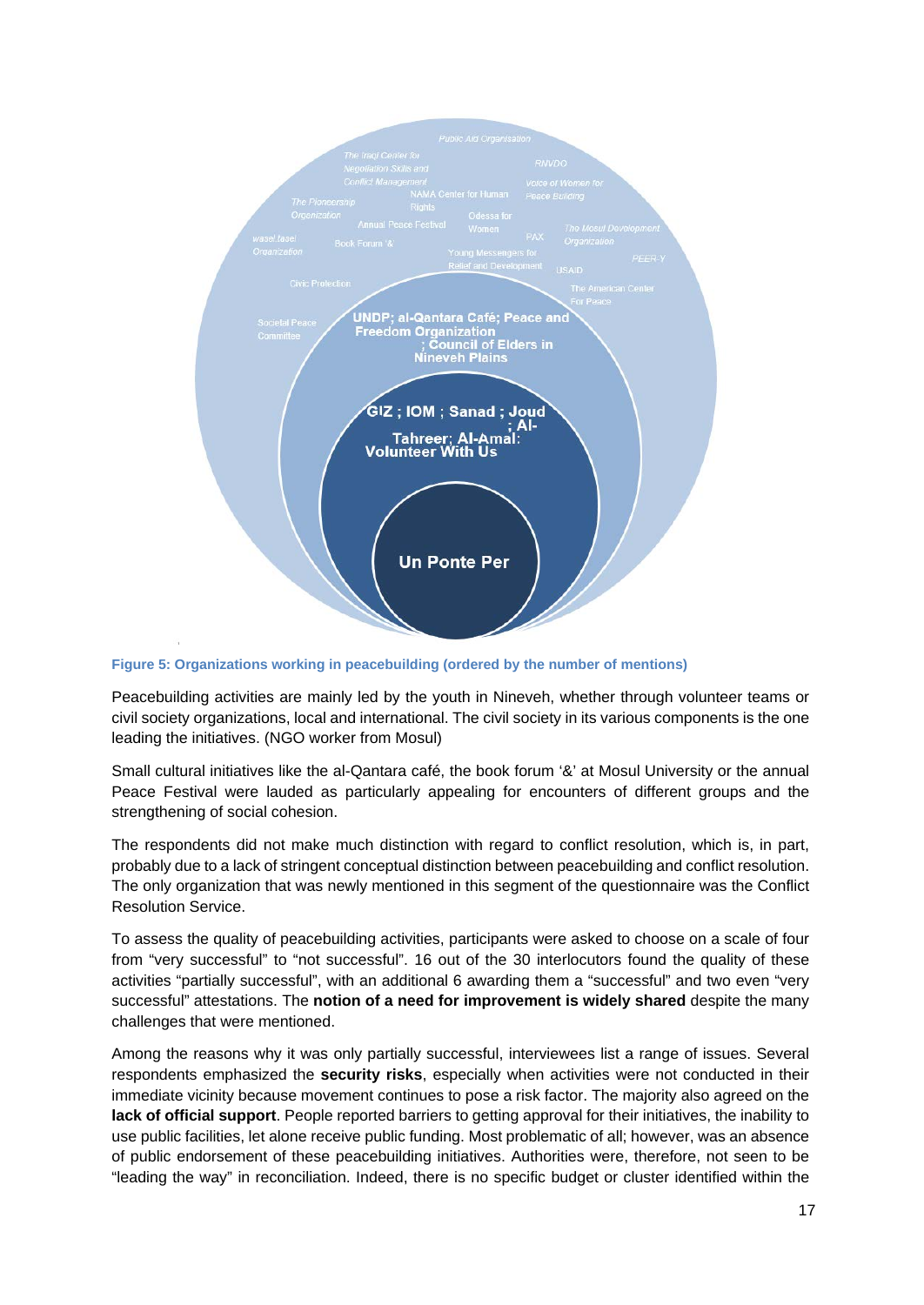**Figure 5: Organizations working in peacebuilding (ordered by the number of mentions)**

Peacebuilding activities are mainly led by the youth in Nineveh, whether through volunteer teams or civil society organizations, local and international. The civil society in its various components is the one leading the initiatives. (NGO worker from Mosul)

Small cultural initiatives like the al-Qantara café, the book forum '&' at Mosul University or the annual Peace Festival were lauded as particularly appealing for encounters of different groups and the strengthening of social cohesion.

The respondents did not make much distinction with regard to conflict resolution, which is, in part, probably due to a lack of stringent conceptual distinction between peacebuilding and conflict resolution. The only organization that was newly mentioned in this segment of the questionnaire was the Conflict Resolution Service.

To assess the quality of peacebuilding activities, participants were asked to choose on a scale of four from "very successful" to "not successful". 16 out of the 30 interlocutors found the quality of these activities "partially successful", with an additional 6 awarding them a "successful" and two even "very successful" attestations. The **notion of a need for improvement is widely shared** despite the many challenges that were mentioned.

Among the reasons why it was only partially successful, interviewees list a range of issues. Several respondents emphasized the **security risks**, especially when activities were not conducted in their immediate vicinity because movement continues to pose a risk factor. The majority also agreed on the **lack of official support**. People reported barriers to getting approval for their initiatives, the inability to use public facilities, let alone receive public funding. Most problematic of all; however, was an absence of public endorsement of these peacebuilding initiatives. Authorities were, therefore, not seen to be "leading the way" in reconciliation. Indeed, there is no specific budget or cluster identified within the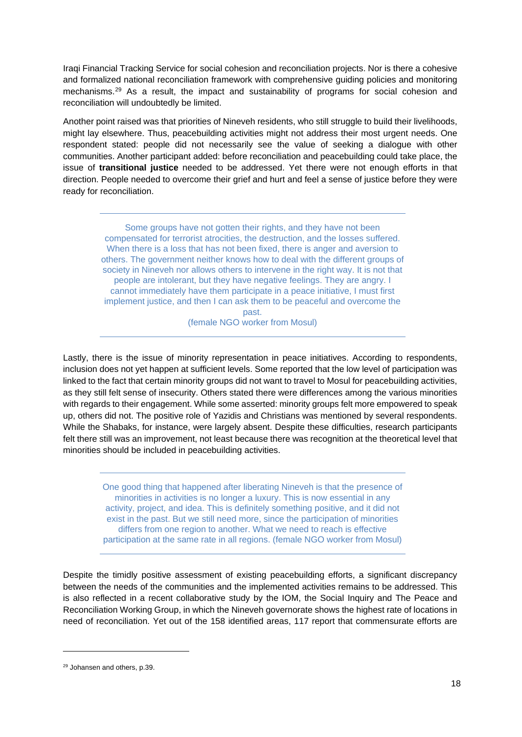Iraqi Financial Tracking Service for social cohesion and reconciliation projects. Nor is there a cohesive and formalized national reconciliation framework with comprehensive guiding policies and monitoring mechanisms.[29] As a result, the impact and sustainability of programs for social cohesion and reconciliation will undoubtedly be limited.

Another point raised was that priorities of Nineveh residents, who still struggle to build their livelihoods, might lay elsewhere. Thus, peacebuilding activities might not address their most urgent needs. One respondent stated: people did not necessarily see the value of seeking a dialogue with other communities. Another participant added: before reconciliation and peacebuilding could take place, the issue of **transitional justice** needed to be addressed. Yet there were not enough efforts in that direction. People needed to overcome their grief and hurt and feel a sense of justice before they were ready for reconciliation.

> Some groups have not gotten their rights, and they have not been compensated for terrorist atrocities, the destruction, and the losses suffered. When there is a loss that has not been fixed, there is anger and aversion to others. The government neither knows how to deal with the different groups of society in Nineveh nor allows others to intervene in the right way. It is not that people are intolerant, but they have negative feelings. They are angry. I cannot immediately have them participate in a peace initiative, I must first implement justice, and then I can ask them to be peaceful and overcome the past.
> (female NGO worker from Mosul)

Lastly, there is the issue of minority representation in peace initiatives. According to respondents, inclusion does not yet happen at sufficient levels. Some reported that the low level of participation was linked to the fact that certain minority groups did not want to travel to Mosul for peacebuilding activities, as they still felt sense of insecurity. Others stated there were differences among the various minorities with regards to their engagement. While some asserted: minority groups felt more empowered to speak up, others did not. The positive role of Yazidis and Christians was mentioned by several respondents. While the Shabaks, for instance, were largely absent. Despite these difficulties, research participants felt there still was an improvement, not least because there was recognition at the theoretical level that minorities should be included in peacebuilding activities.

> One good thing that happened after liberating Nineveh is that the presence of minorities in activities is no longer a luxury. This is now essential in any activity, project, and idea. This is definitely something positive, and it did not exist in the past. But we still need more, since the participation of minorities differs from one region to another. What we need to reach is effective participation at the same rate in all regions. (female NGO worker from Mosul)

Despite the timidly positive assessment of existing peacebuilding efforts, a significant discrepancy between the needs of the communities and the implemented activities remains to be addressed. This is also reflected in a recent collaborative study by the IOM, the Social Inquiry and The Peace and Reconciliation Working Group, in which the Nineveh governorate shows the highest rate of locations in need of reconciliation. Yet out of the 158 identified areas, 117 report that commensurate efforts are

---

[29] Johansen and others, p.39.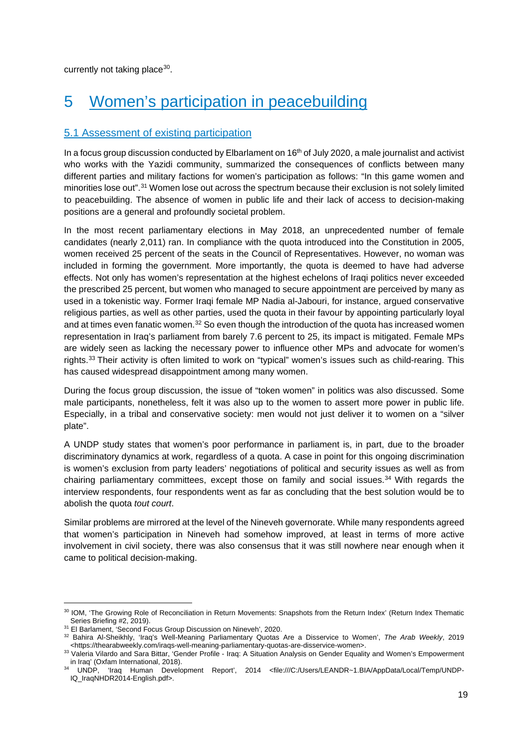currently not taking place[30].

# 5 Women's participation in peacebuilding

## 5.1 Assessment of existing participation

In a focus group discussion conducted by Elbarlament on 16th of July 2020, a male journalist and activist who works with the Yazidi community, summarized the consequences of conflicts between many different parties and military factions for women's participation as follows: "In this game women and minorities lose out".[31] Women lose out across the spectrum because their exclusion is not solely limited to peacebuilding. The absence of women in public life and their lack of access to decision-making positions are a general and profoundly societal problem.

In the most recent parliamentary elections in May 2018, an unprecedented number of female candidates (nearly 2,011) ran. In compliance with the quota introduced into the Constitution in 2005, women received 25 percent of the seats in the Council of Representatives. However, no woman was included in forming the government. More importantly, the quota is deemed to have had adverse effects. Not only has women's representation at the highest echelons of Iraqi politics never exceeded the prescribed 25 percent, but women who managed to secure appointment are perceived by many as used in a tokenistic way. Former Iraqi female MP Nadia al-Jabouri, for instance, argued conservative religious parties, as well as other parties, used the quota in their favour by appointing particularly loyal and at times even fanatic women.[32] So even though the introduction of the quota has increased women representation in Iraq's parliament from barely 7.6 percent to 25, its impact is mitigated. Female MPs are widely seen as lacking the necessary power to influence other MPs and advocate for women's rights.[33] Their activity is often limited to work on "typical" women's issues such as child-rearing. This has caused widespread disappointment among many women.

During the focus group discussion, the issue of "token women" in politics was also discussed. Some male participants, nonetheless, felt it was also up to the women to assert more power in public life. Especially, in a tribal and conservative society: men would not just deliver it to women on a "silver plate".

A UNDP study states that women's poor performance in parliament is, in part, due to the broader discriminatory dynamics at work, regardless of a quota. A case in point for this ongoing discrimination is women's exclusion from party leaders' negotiations of political and security issues as well as from chairing parliamentary committees, except those on family and social issues.[34] With regards the interview respondents, four respondents went as far as concluding that the best solution would be to abolish the quota *tout court*.

Similar problems are mirrored at the level of the Nineveh governorate. While many respondents agreed that women's participation in Nineveh had somehow improved, at least in terms of more active involvement in civil society, there was also consensus that it was still nowhere near enough when it came to political decision-making.

---

[30] IOM, 'The Growing Role of Reconciliation in Return Movements: Snapshots from the Return Index' (Return Index Thematic Series Briefing #2, 2019).

[31] El Barlament, 'Second Focus Group Discussion on Nineveh', 2020.

[32] Bahira Al-Sheikhly, 'Iraq's Well-Meaning Parliamentary Quotas Are a Disservice to Women', *The Arab Weekly*, 2019 <https://thearabweekly.com/iraqs-well-meaning-parliamentary-quotas-are-disservice-women>.

[33] Valeria Vilardo and Sara Bittar, 'Gender Profile - Iraq: A Situation Analysis on Gender Equality and Women's Empowerment in Iraq' (Oxfam International, 2018).

[34] UNDP, 'Iraq Human Development Report', 2014 <file:///C:/Users/LEANDR~1.BIA/AppData/Local/Temp/UNDP-IQ_IraqNHDR2014-English.pdf>.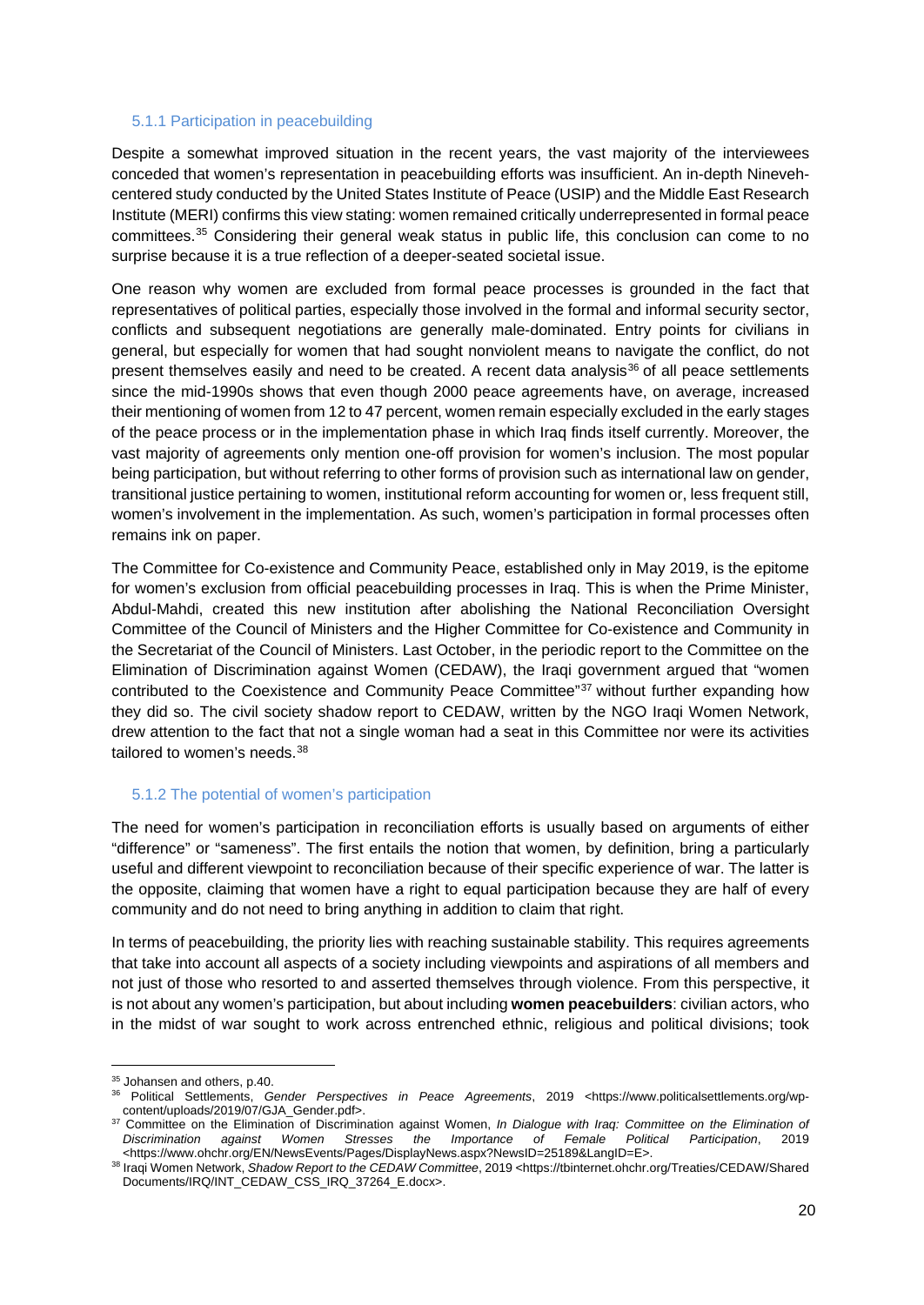### 5.1.1 Participation in peacebuilding

Despite a somewhat improved situation in the recent years, the vast majority of the interviewees conceded that women's representation in peacebuilding efforts was insufficient. An in-depth Nineveh-centered study conducted by the United States Institute of Peace (USIP) and the Middle East Research Institute (MERI) confirms this view stating: women remained critically underrepresented in formal peace committees.[35] Considering their general weak status in public life, this conclusion can come to no surprise because it is a true reflection of a deeper-seated societal issue.

One reason why women are excluded from formal peace processes is grounded in the fact that representatives of political parties, especially those involved in the formal and informal security sector, conflicts and subsequent negotiations are generally male-dominated. Entry points for civilians in general, but especially for women that had sought nonviolent means to navigate the conflict, do not present themselves easily and need to be created. A recent data analysis[36] of all peace settlements since the mid-1990s shows that even though 2000 peace agreements have, on average, increased their mentioning of women from 12 to 47 percent, women remain especially excluded in the early stages of the peace process or in the implementation phase in which Iraq finds itself currently. Moreover, the vast majority of agreements only mention one-off provision for women's inclusion. The most popular being participation, but without referring to other forms of provision such as international law on gender, transitional justice pertaining to women, institutional reform accounting for women or, less frequent still, women's involvement in the implementation. As such, women's participation in formal processes often remains ink on paper.

The Committee for Co-existence and Community Peace, established only in May 2019, is the epitome for women's exclusion from official peacebuilding processes in Iraq. This is when the Prime Minister, Abdul-Mahdi, created this new institution after abolishing the National Reconciliation Oversight Committee of the Council of Ministers and the Higher Committee for Co-existence and Community in the Secretariat of the Council of Ministers. Last October, in the periodic report to the Committee on the Elimination of Discrimination against Women (CEDAW), the Iraqi government argued that "women contributed to the Coexistence and Community Peace Committee"[37] without further expanding how they did so. The civil society shadow report to CEDAW, written by the NGO Iraqi Women Network, drew attention to the fact that not a single woman had a seat in this Committee nor were its activities tailored to women's needs.[38]

### 5.1.2 The potential of women's participation

The need for women's participation in reconciliation efforts is usually based on arguments of either "difference" or "sameness". The first entails the notion that women, by definition, bring a particularly useful and different viewpoint to reconciliation because of their specific experience of war. The latter is the opposite, claiming that women have a right to equal participation because they are half of every community and do not need to bring anything in addition to claim that right.

In terms of peacebuilding, the priority lies with reaching sustainable stability. This requires agreements that take into account all aspects of a society including viewpoints and aspirations of all members and not just of those who resorted to and asserted themselves through violence. From this perspective, it is not about any women's participation, but about including **women peacebuilders**: civilian actors, who in the midst of war sought to work across entrenched ethnic, religious and political divisions; took

---

[35] Johansen and others, p.40.

[36] Political Settlements, *Gender Perspectives in Peace Agreements*, 2019 <https://www.politicalsettlements.org/wp-content/uploads/2019/07/GJA_Gender.pdf>.

[37] Committee on the Elimination of Discrimination against Women, *In Dialogue with Iraq: Committee on the Elimination of Discrimination against Women Stresses the Importance of Female Political Participation*, 2019 <https://www.ohchr.org/EN/NewsEvents/Pages/DisplayNews.aspx?NewsID=25189&LangID=E>.

[38] Iraqi Women Network, *Shadow Report to the CEDAW Committee*, 2019 <https://tbinternet.ohchr.org/Treaties/CEDAW/Shared Documents/IRQ/INT_CEDAW_CSS_IRQ_37264_E.docx>.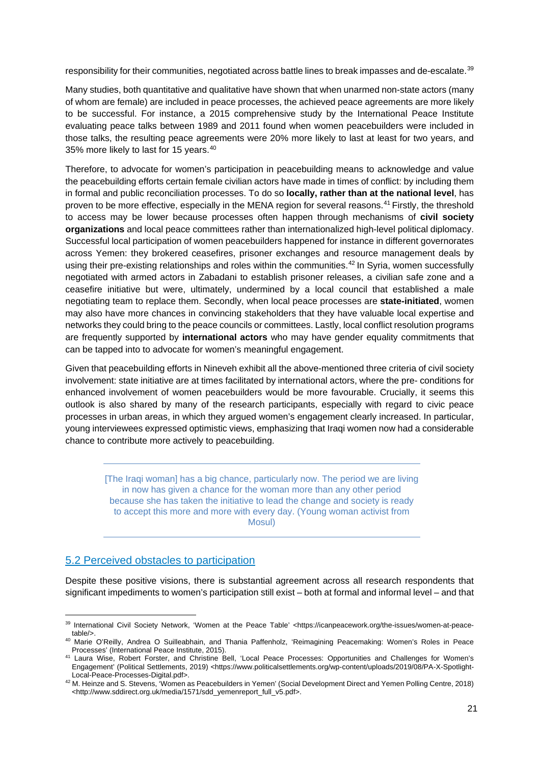responsibility for their communities, negotiated across battle lines to break impasses and de-escalate.[39]

Many studies, both quantitative and qualitative have shown that when unarmed non-state actors (many of whom are female) are included in peace processes, the achieved peace agreements are more likely to be successful. For instance, a 2015 comprehensive study by the International Peace Institute evaluating peace talks between 1989 and 2011 found when women peacebuilders were included in those talks, the resulting peace agreements were 20% more likely to last at least for two years, and 35% more likely to last for 15 years.[40]

Therefore, to advocate for women's participation in peacebuilding means to acknowledge and value the peacebuilding efforts certain female civilian actors have made in times of conflict: by including them in formal and public reconciliation processes. To do so **locally, rather than at the national level**, has proven to be more effective, especially in the MENA region for several reasons.[41] Firstly, the threshold to access may be lower because processes often happen through mechanisms of **civil society organizations** and local peace committees rather than internationalized high-level political diplomacy. Successful local participation of women peacebuilders happened for instance in different governorates across Yemen: they brokered ceasefires, prisoner exchanges and resource management deals by using their pre-existing relationships and roles within the communities.[42] In Syria, women successfully negotiated with armed actors in Zabadani to establish prisoner releases, a civilian safe zone and a ceasefire initiative but were, ultimately, undermined by a local council that established a male negotiating team to replace them. Secondly, when local peace processes are **state-initiated**, women may also have more chances in convincing stakeholders that they have valuable local expertise and networks they could bring to the peace councils or committees. Lastly, local conflict resolution programs are frequently supported by **international actors** who may have gender equality commitments that can be tapped into to advocate for women's meaningful engagement.

Given that peacebuilding efforts in Nineveh exhibit all the above-mentioned three criteria of civil society involvement: state initiative are at times facilitated by international actors, where the pre- conditions for enhanced involvement of women peacebuilders would be more favourable. Crucially, it seems this outlook is also shared by many of the research participants, especially with regard to civic peace processes in urban areas, in which they argued women's engagement clearly increased. In particular, young interviewees expressed optimistic views, emphasizing that Iraqi women now had a considerable chance to contribute more actively to peacebuilding.

> [The Iraqi woman] has a big chance, particularly now. The period we are living in now has given a chance for the woman more than any other period because she has taken the initiative to lead the change and society is ready to accept this more and more with every day. (Young woman activist from Mosul)

## 5.2 Perceived obstacles to participation

Despite these positive visions, there is substantial agreement across all research respondents that significant impediments to women's participation still exist – both at formal and informal level – and that

---

[39] International Civil Society Network, 'Women at the Peace Table' <https://icanpeacework.org/the-issues/women-at-peace-table/>.

[40] Marie O'Reilly, Andrea O Suilleabhain, and Thania Paffenholz, 'Reimagining Peacemaking: Women's Roles in Peace Processes' (International Peace Institute, 2015).

[41] Laura Wise, Robert Forster, and Christine Bell, 'Local Peace Processes: Opportunities and Challenges for Women's Engagement' (Political Settlements, 2019) <https://www.politicalsettlements.org/wp-content/uploads/2019/08/PA-X-Spotlight-Local-Peace-Processes-Digital.pdf>.

[42] M. Heinze and S. Stevens, 'Women as Peacebuilders in Yemen' (Social Development Direct and Yemen Polling Centre, 2018) <http://www.sddirect.org.uk/media/1571/sdd_yemenreport_full_v5.pdf>.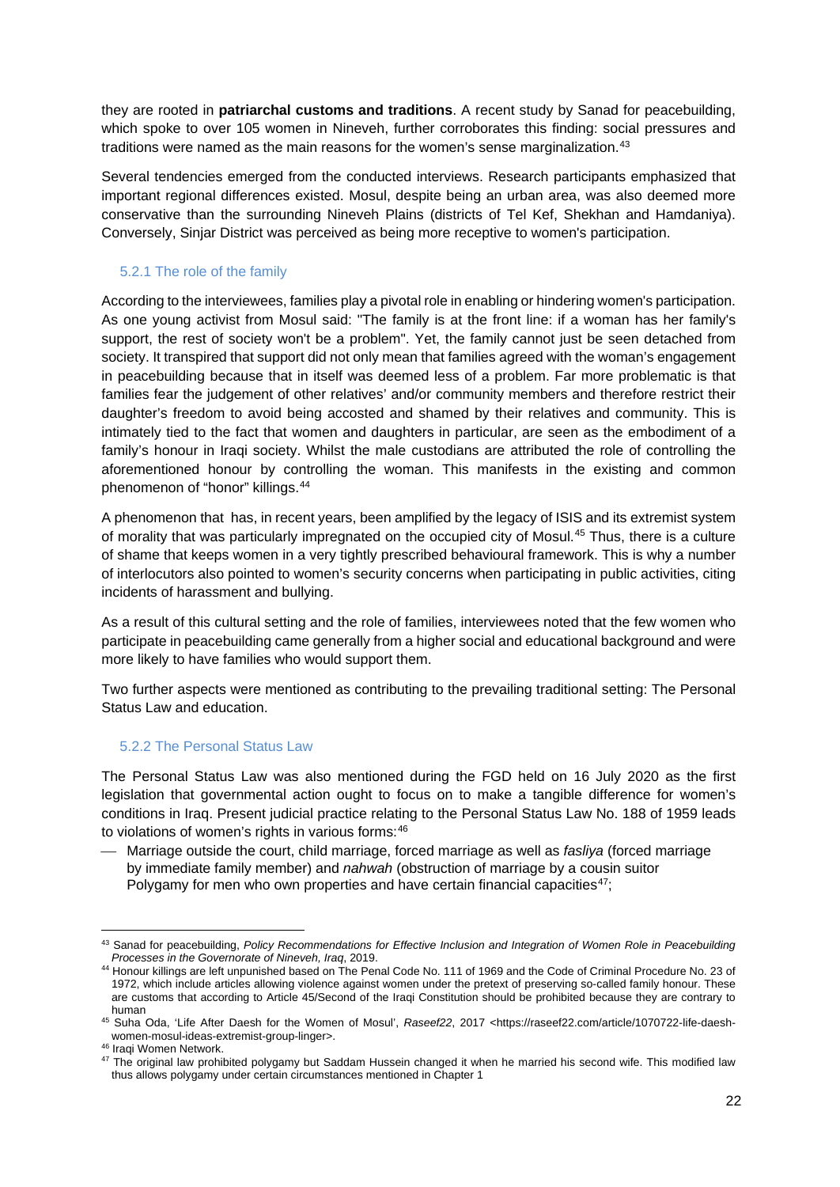they are rooted in **patriarchal customs and traditions**. A recent study by Sanad for peacebuilding, which spoke to over 105 women in Nineveh, further corroborates this finding: social pressures and traditions were named as the main reasons for the women's sense marginalization.[43]

Several tendencies emerged from the conducted interviews. Research participants emphasized that important regional differences existed. Mosul, despite being an urban area, was also deemed more conservative than the surrounding Nineveh Plains (districts of Tel Kef, Shekhan and Hamdaniya). Conversely, Sinjar District was perceived as being more receptive to women's participation.

### 5.2.1 The role of the family

According to the interviewees, families play a pivotal role in enabling or hindering women's participation. As one young activist from Mosul said: "The family is at the front line: if a woman has her family's support, the rest of society won't be a problem". Yet, the family cannot just be seen detached from society. It transpired that support did not only mean that families agreed with the woman's engagement in peacebuilding because that in itself was deemed less of a problem. Far more problematic is that families fear the judgement of other relatives' and/or community members and therefore restrict their daughter's freedom to avoid being accosted and shamed by their relatives and community. This is intimately tied to the fact that women and daughters in particular, are seen as the embodiment of a family's honour in Iraqi society. Whilst the male custodians are attributed the role of controlling the aforementioned honour by controlling the woman. This manifests in the existing and common phenomenon of "honor" killings.[44]

A phenomenon that has, in recent years, been amplified by the legacy of ISIS and its extremist system of morality that was particularly impregnated on the occupied city of Mosul.[45] Thus, there is a culture of shame that keeps women in a very tightly prescribed behavioural framework. This is why a number of interlocutors also pointed to women's security concerns when participating in public activities, citing incidents of harassment and bullying.

As a result of this cultural setting and the role of families, interviewees noted that the few women who participate in peacebuilding came generally from a higher social and educational background and were more likely to have families who would support them.

Two further aspects were mentioned as contributing to the prevailing traditional setting: The Personal Status Law and education.

### 5.2.2 The Personal Status Law

The Personal Status Law was also mentioned during the FGD held on 16 July 2020 as the first legislation that governmental action ought to focus on to make a tangible difference for women's conditions in Iraq. Present judicial practice relating to the Personal Status Law No. 188 of 1959 leads to violations of women's rights in various forms:[46]

- Marriage outside the court, child marriage, forced marriage as well as *fasliya* (forced marriage by immediate family member) and *nahwah* (obstruction of marriage by a cousin suitor Polygamy for men who own properties and have certain financial capacities[47];

---

[43] Sanad for peacebuilding, *Policy Recommendations for Effective Inclusion and Integration of Women Role in Peacebuilding Processes in the Governorate of Nineveh, Iraq*, 2019.

[44] Honour killings are left unpunished based on The Penal Code No. 111 of 1969 and the Code of Criminal Procedure No. 23 of 1972, which include articles allowing violence against women under the pretext of preserving so-called family honour. These are customs that according to Article 45/Second of the Iraqi Constitution should be prohibited because they are contrary to human

[45] Suha Oda, 'Life After Daesh for the Women of Mosul', *Raseef22*, 2017 <https://raseef22.com/article/1070722-life-daesh-women-mosul-ideas-extremist-group-linger>.

[46] Iraqi Women Network.

[47] The original law prohibited polygamy but Saddam Hussein changed it when he married his second wife. This modified law thus allows polygamy under certain circumstances mentioned in Chapter 1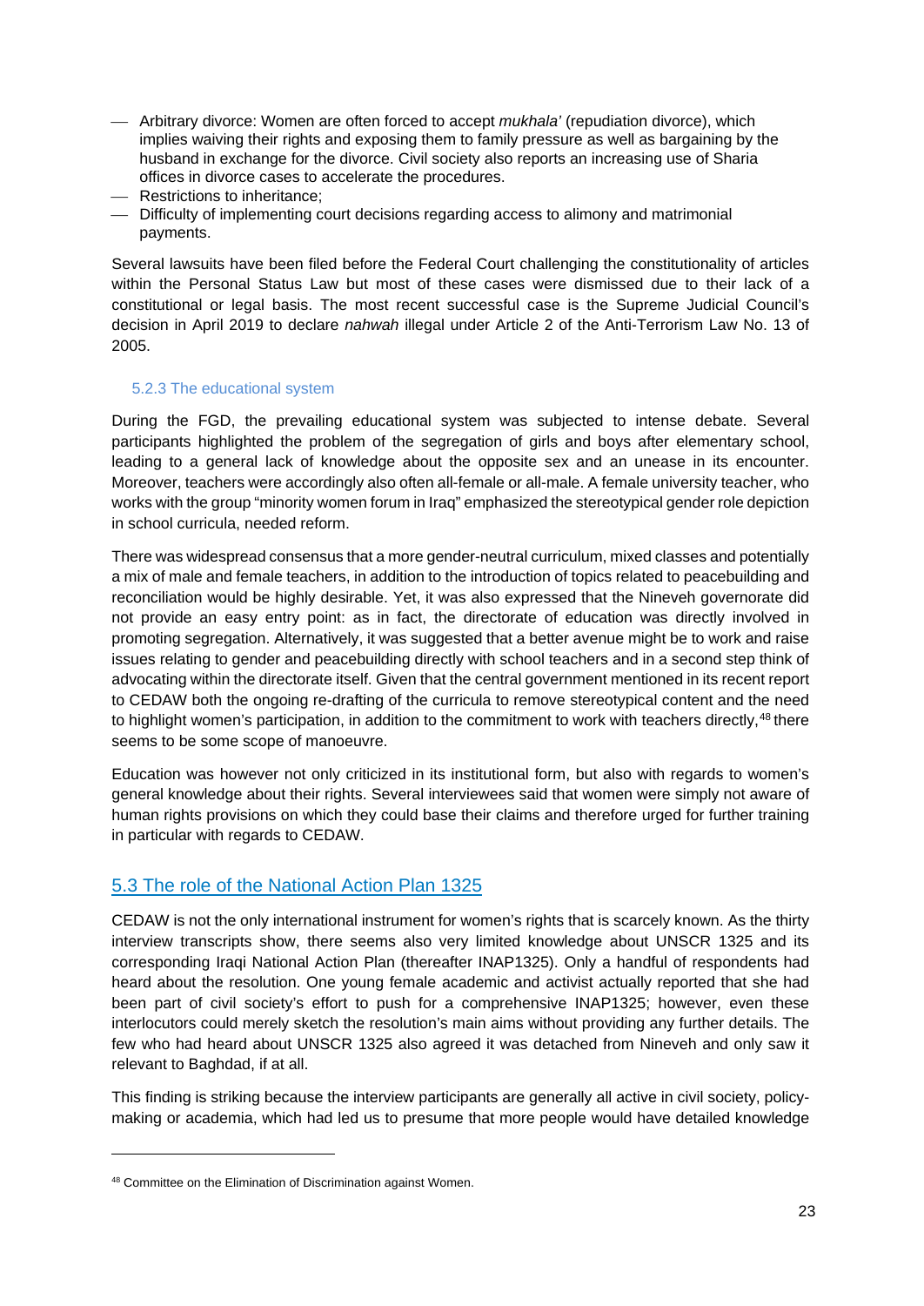- Arbitrary divorce: Women are often forced to accept *mukhala'* (repudiation divorce), which implies waiving their rights and exposing them to family pressure as well as bargaining by the husband in exchange for the divorce. Civil society also reports an increasing use of Sharia offices in divorce cases to accelerate the procedures.
- Restrictions to inheritance;
- Difficulty of implementing court decisions regarding access to alimony and matrimonial payments.

Several lawsuits have been filed before the Federal Court challenging the constitutionality of articles within the Personal Status Law but most of these cases were dismissed due to their lack of a constitutional or legal basis. The most recent successful case is the Supreme Judicial Council's decision in April 2019 to declare *nahwah* illegal under Article 2 of the Anti-Terrorism Law No. 13 of 2005.

### 5.2.3 The educational system

During the FGD, the prevailing educational system was subjected to intense debate. Several participants highlighted the problem of the segregation of girls and boys after elementary school, leading to a general lack of knowledge about the opposite sex and an unease in its encounter. Moreover, teachers were accordingly also often all-female or all-male. A female university teacher, who works with the group "minority women forum in Iraq" emphasized the stereotypical gender role depiction in school curricula, needed reform.

There was widespread consensus that a more gender-neutral curriculum, mixed classes and potentially a mix of male and female teachers, in addition to the introduction of topics related to peacebuilding and reconciliation would be highly desirable. Yet, it was also expressed that the Nineveh governorate did not provide an easy entry point: as in fact, the directorate of education was directly involved in promoting segregation. Alternatively, it was suggested that a better avenue might be to work and raise issues relating to gender and peacebuilding directly with school teachers and in a second step think of advocating within the directorate itself. Given that the central government mentioned in its recent report to CEDAW both the ongoing re-drafting of the curricula to remove stereotypical content and the need to highlight women's participation, in addition to the commitment to work with teachers directly,[48] there seems to be some scope of manoeuvre.

Education was however not only criticized in its institutional form, but also with regards to women's general knowledge about their rights. Several interviewees said that women were simply not aware of human rights provisions on which they could base their claims and therefore urged for further training in particular with regards to CEDAW.

## 5.3 The role of the National Action Plan 1325

CEDAW is not the only international instrument for women's rights that is scarcely known. As the thirty interview transcripts show, there seems also very limited knowledge about UNSCR 1325 and its corresponding Iraqi National Action Plan (thereafter INAP1325). Only a handful of respondents had heard about the resolution. One young female academic and activist actually reported that she had been part of civil society's effort to push for a comprehensive INAP1325; however, even these interlocutors could merely sketch the resolution's main aims without providing any further details. The few who had heard about UNSCR 1325 also agreed it was detached from Nineveh and only saw it relevant to Baghdad, if at all.

This finding is striking because the interview participants are generally all active in civil society, policy-making or academia, which had led us to presume that more people would have detailed knowledge

---

[48] Committee on the Elimination of Discrimination against Women.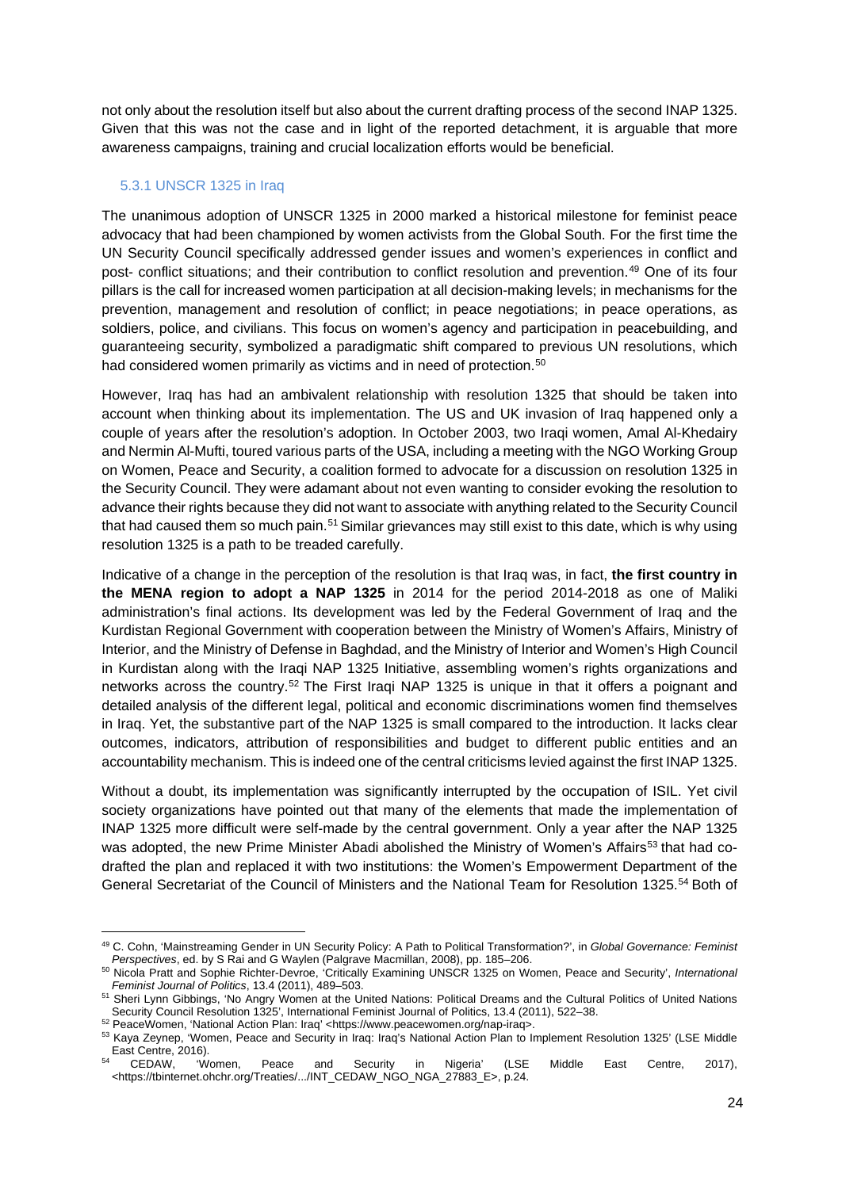not only about the resolution itself but also about the current drafting process of the second INAP 1325. Given that this was not the case and in light of the reported detachment, it is arguable that more awareness campaigns, training and crucial localization efforts would be beneficial.

### 5.3.1 UNSCR 1325 in Iraq

The unanimous adoption of UNSCR 1325 in 2000 marked a historical milestone for feminist peace advocacy that had been championed by women activists from the Global South. For the first time the UN Security Council specifically addressed gender issues and women's experiences in conflict and post- conflict situations; and their contribution to conflict resolution and prevention.[49] One of its four pillars is the call for increased women participation at all decision-making levels; in mechanisms for the prevention, management and resolution of conflict; in peace negotiations; in peace operations, as soldiers, police, and civilians. This focus on women's agency and participation in peacebuilding, and guaranteeing security, symbolized a paradigmatic shift compared to previous UN resolutions, which had considered women primarily as victims and in need of protection.[50]

However, Iraq has had an ambivalent relationship with resolution 1325 that should be taken into account when thinking about its implementation. The US and UK invasion of Iraq happened only a couple of years after the resolution's adoption. In October 2003, two Iraqi women, Amal Al-Khedairy and Nermin Al-Mufti, toured various parts of the USA, including a meeting with the NGO Working Group on Women, Peace and Security, a coalition formed to advocate for a discussion on resolution 1325 in the Security Council. They were adamant about not even wanting to consider evoking the resolution to advance their rights because they did not want to associate with anything related to the Security Council that had caused them so much pain.[51] Similar grievances may still exist to this date, which is why using resolution 1325 is a path to be treaded carefully.

Indicative of a change in the perception of the resolution is that Iraq was, in fact, **the first country in the MENA region to adopt a NAP 1325** in 2014 for the period 2014-2018 as one of Maliki administration's final actions. Its development was led by the Federal Government of Iraq and the Kurdistan Regional Government with cooperation between the Ministry of Women's Affairs, Ministry of Interior, and the Ministry of Defense in Baghdad, and the Ministry of Interior and Women's High Council in Kurdistan along with the Iraqi NAP 1325 Initiative, assembling women's rights organizations and networks across the country.[52] The First Iraqi NAP 1325 is unique in that it offers a poignant and detailed analysis of the different legal, political and economic discriminations women find themselves in Iraq. Yet, the substantive part of the NAP 1325 is small compared to the introduction. It lacks clear outcomes, indicators, attribution of responsibilities and budget to different public entities and an accountability mechanism. This is indeed one of the central criticisms levied against the first INAP 1325.

Without a doubt, its implementation was significantly interrupted by the occupation of ISIL. Yet civil society organizations have pointed out that many of the elements that made the implementation of INAP 1325 more difficult were self-made by the central government. Only a year after the NAP 1325 was adopted, the new Prime Minister Abadi abolished the Ministry of Women's Affairs[53] that had co-drafted the plan and replaced it with two institutions: the Women's Empowerment Department of the General Secretariat of the Council of Ministers and the National Team for Resolution 1325.[54] Both of

---

[49] C. Cohn, 'Mainstreaming Gender in UN Security Policy: A Path to Political Transformation?', in *Global Governance: Feminist Perspectives*, ed. by S Rai and G Waylen (Palgrave Macmillan, 2008), pp. 185–206.

[50] Nicola Pratt and Sophie Richter-Devroe, 'Critically Examining UNSCR 1325 on Women, Peace and Security', *International Feminist Journal of Politics*, 13.4 (2011), 489–503.

[51] Sheri Lynn Gibbings, 'No Angry Women at the United Nations: Political Dreams and the Cultural Politics of United Nations Security Council Resolution 1325', International Feminist Journal of Politics, 13.4 (2011), 522–38.

[52] PeaceWomen, 'National Action Plan: Iraq' <https://www.peacewomen.org/nap-iraq>.

[53] Kaya Zeynep, 'Women, Peace and Security in Iraq: Iraq's National Action Plan to Implement Resolution 1325' (LSE Middle East Centre, 2016).

[54] CEDAW, 'Women, Peace and Security in Nigeria' (LSE Middle East Centre, 2017), <https://tbinternet.ohchr.org/Treaties/.../INT_CEDAW_NGO_NGA_27883_E>, p.24.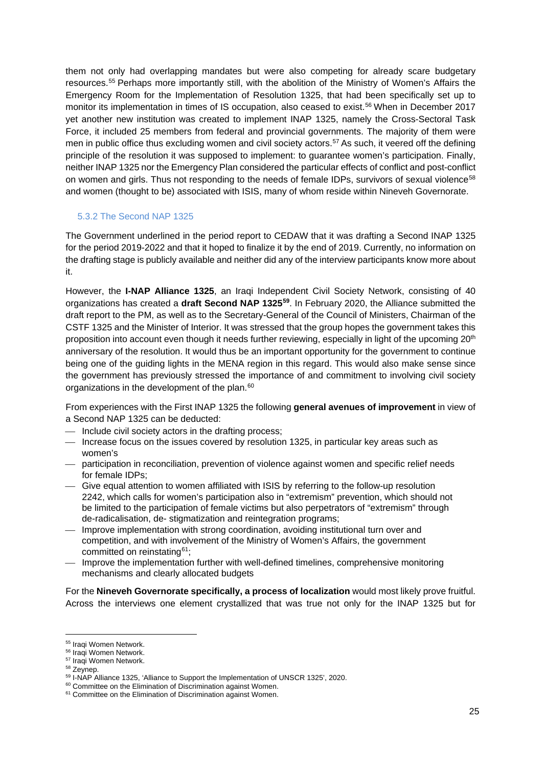them not only had overlapping mandates but were also competing for already scare budgetary resources.[55] Perhaps more importantly still, with the abolition of the Ministry of Women's Affairs the Emergency Room for the Implementation of Resolution 1325, that had been specifically set up to monitor its implementation in times of IS occupation, also ceased to exist.[56] When in December 2017 yet another new institution was created to implement INAP 1325, namely the Cross-Sectoral Task Force, it included 25 members from federal and provincial governments. The majority of them were men in public office thus excluding women and civil society actors.[57] As such, it veered off the defining principle of the resolution it was supposed to implement: to guarantee women's participation. Finally, neither INAP 1325 nor the Emergency Plan considered the particular effects of conflict and post-conflict on women and girls. Thus not responding to the needs of female IDPs, survivors of sexual violence[58] and women (thought to be) associated with ISIS, many of whom reside within Nineveh Governorate.

### 5.3.2 The Second NAP 1325

The Government underlined in the period report to CEDAW that it was drafting a Second INAP 1325 for the period 2019-2022 and that it hoped to finalize it by the end of 2019. Currently, no information on the drafting stage is publicly available and neither did any of the interview participants know more about it.

However, the **I-NAP Alliance 1325**, an Iraqi Independent Civil Society Network, consisting of 40 organizations has created a **draft Second NAP 1325[59]**. In February 2020, the Alliance submitted the draft report to the PM, as well as to the Secretary-General of the Council of Ministers, Chairman of the CSTF 1325 and the Minister of Interior. It was stressed that the group hopes the government takes this proposition into account even though it needs further reviewing, especially in light of the upcoming 20th anniversary of the resolution. It would thus be an important opportunity for the government to continue being one of the guiding lights in the MENA region in this regard. This would also make sense since the government has previously stressed the importance of and commitment to involving civil society organizations in the development of the plan.[60]

From experiences with the First INAP 1325 the following **general avenues of improvement** in view of a Second NAP 1325 can be deducted:

- Include civil society actors in the drafting process;
- Increase focus on the issues covered by resolution 1325, in particular key areas such as women's
- participation in reconciliation, prevention of violence against women and specific relief needs for female IDPs;
- Give equal attention to women affiliated with ISIS by referring to the follow-up resolution 2242, which calls for women's participation also in "extremism" prevention, which should not be limited to the participation of female victims but also perpetrators of "extremism" through de-radicalisation, de- stigmatization and reintegration programs;
- Improve implementation with strong coordination, avoiding institutional turn over and competition, and with involvement of the Ministry of Women's Affairs, the government committed on reinstating[61];
- Improve the implementation further with well-defined timelines, comprehensive monitoring mechanisms and clearly allocated budgets

For the **Nineveh Governorate specifically, a process of localization** would most likely prove fruitful. Across the interviews one element crystallized that was true not only for the INAP 1325 but for

---

[55] Iraqi Women Network.
[56] Iraqi Women Network.
[57] Iraqi Women Network.
[58] Zeynep.
[59] I-NAP Alliance 1325, 'Alliance to Support the Implementation of UNSCR 1325', 2020.
[60] Committee on the Elimination of Discrimination against Women.
[61] Committee on the Elimination of Discrimination against Women.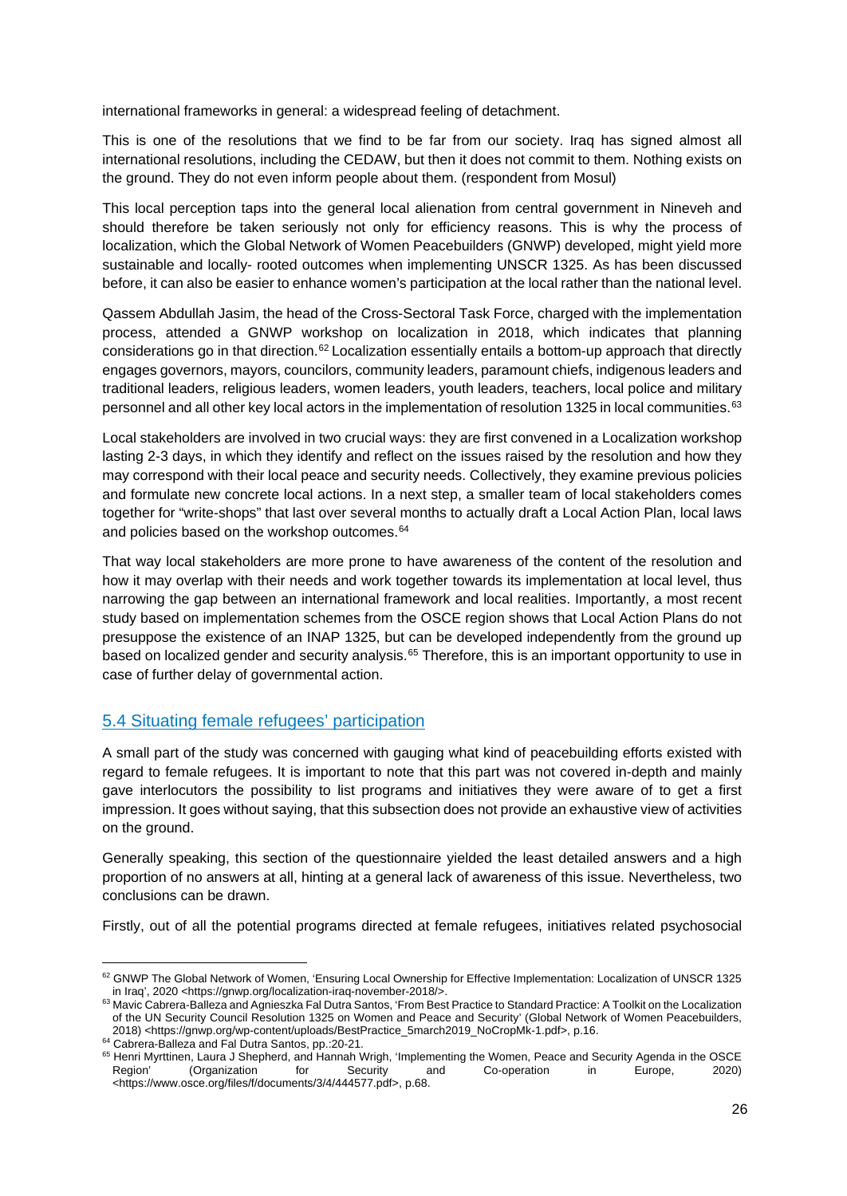international frameworks in general: a widespread feeling of detachment.

This is one of the resolutions that we find to be far from our society. Iraq has signed almost all international resolutions, including the CEDAW, but then it does not commit to them. Nothing exists on the ground. They do not even inform people about them. (respondent from Mosul)

This local perception taps into the general local alienation from central government in Nineveh and should therefore be taken seriously not only for efficiency reasons. This is why the process of localization, which the Global Network of Women Peacebuilders (GNWP) developed, might yield more sustainable and locally- rooted outcomes when implementing UNSCR 1325. As has been discussed before, it can also be easier to enhance women's participation at the local rather than the national level.

Qassem Abdullah Jasim, the head of the Cross-Sectoral Task Force, charged with the implementation process, attended a GNWP workshop on localization in 2018, which indicates that planning considerations go in that direction.[62] Localization essentially entails a bottom-up approach that directly engages governors, mayors, councilors, community leaders, paramount chiefs, indigenous leaders and traditional leaders, religious leaders, women leaders, youth leaders, teachers, local police and military personnel and all other key local actors in the implementation of resolution 1325 in local communities.[63]

Local stakeholders are involved in two crucial ways: they are first convened in a Localization workshop lasting 2-3 days, in which they identify and reflect on the issues raised by the resolution and how they may correspond with their local peace and security needs. Collectively, they examine previous policies and formulate new concrete local actions. In a next step, a smaller team of local stakeholders comes together for "write-shops" that last over several months to actually draft a Local Action Plan, local laws and policies based on the workshop outcomes.[64]

That way local stakeholders are more prone to have awareness of the content of the resolution and how it may overlap with their needs and work together towards its implementation at local level, thus narrowing the gap between an international framework and local realities. Importantly, a most recent study based on implementation schemes from the OSCE region shows that Local Action Plans do not presuppose the existence of an INAP 1325, but can be developed independently from the ground up based on localized gender and security analysis.[65] Therefore, this is an important opportunity to use in case of further delay of governmental action.

### 5.4 Situating female refugees' participation

A small part of the study was concerned with gauging what kind of peacebuilding efforts existed with regard to female refugees. It is important to note that this part was not covered in-depth and mainly gave interlocutors the possibility to list programs and initiatives they were aware of to get a first impression. It goes without saying, that this subsection does not provide an exhaustive view of activities on the ground.

Generally speaking, this section of the questionnaire yielded the least detailed answers and a high proportion of no answers at all, hinting at a general lack of awareness of this issue. Nevertheless, two conclusions can be drawn.

Firstly, out of all the potential programs directed at female refugees, initiatives related psychosocial

---

[62] GNWP The Global Network of Women, 'Ensuring Local Ownership for Effective Implementation: Localization of UNSCR 1325 in Iraq', 2020 <https://gnwp.org/localization-iraq-november-2018/>.

[63] Mavic Cabrera-Balleza and Agnieszka Fal Dutra Santos, 'From Best Practice to Standard Practice: A Toolkit on the Localization of the UN Security Council Resolution 1325 on Women and Peace and Security' (Global Network of Women Peacebuilders, 2018) <https://gnwp.org/wp-content/uploads/BestPractice_5march2019_NoCropMk-1.pdf>, p.16.

[64] Cabrera-Balleza and Fal Dutra Santos, pp.:20-21.

[65] Henri Myrttinen, Laura J Shepherd, and Hannah Wrigh, 'Implementing the Women, Peace and Security Agenda in the OSCE Region' (Organization for Security and Co-operation in Europe, 2020) <https://www.osce.org/files/f/documents/3/4/444577.pdf>, p.68.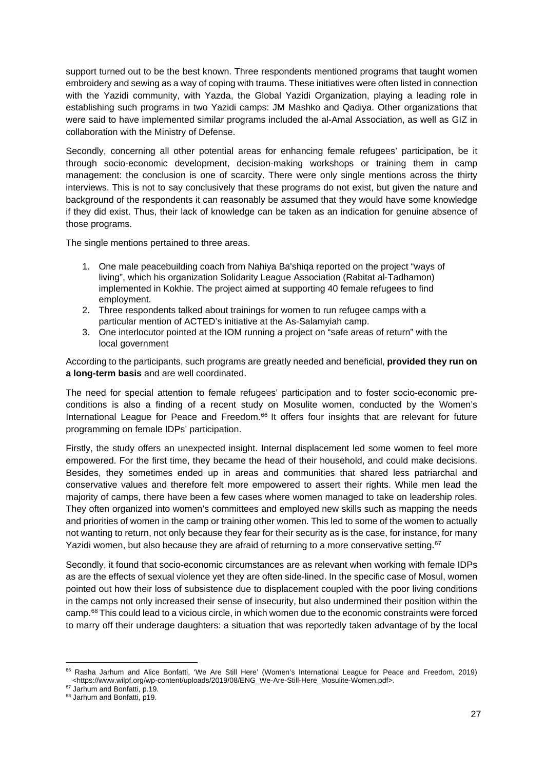support turned out to be the best known. Three respondents mentioned programs that taught women embroidery and sewing as a way of coping with trauma. These initiatives were often listed in connection with the Yazidi community, with Yazda, the Global Yazidi Organization, playing a leading role in establishing such programs in two Yazidi camps: JM Mashko and Qadiya. Other organizations that were said to have implemented similar programs included the al-Amal Association, as well as GIZ in collaboration with the Ministry of Defense.

Secondly, concerning all other potential areas for enhancing female refugees' participation, be it through socio-economic development, decision-making workshops or training them in camp management: the conclusion is one of scarcity. There were only single mentions across the thirty interviews. This is not to say conclusively that these programs do not exist, but given the nature and background of the respondents it can reasonably be assumed that they would have some knowledge if they did exist. Thus, their lack of knowledge can be taken as an indication for genuine absence of those programs.

The single mentions pertained to three areas.

1. One male peacebuilding coach from Nahiya Ba'shiqa reported on the project "ways of living", which his organization Solidarity League Association (Rabitat al-Tadhamon) implemented in Kokhie. The project aimed at supporting 40 female refugees to find employment.
2. Three respondents talked about trainings for women to run refugee camps with a particular mention of ACTED's initiative at the As-Salamyiah camp.
3. One interlocutor pointed at the IOM running a project on "safe areas of return" with the local government

According to the participants, such programs are greatly needed and beneficial, **provided they run on a long-term basis** and are well coordinated.

The need for special attention to female refugees' participation and to foster socio-economic pre-conditions is also a finding of a recent study on Mosulite women, conducted by the Women's International League for Peace and Freedom.[66] It offers four insights that are relevant for future programming on female IDPs' participation.

Firstly, the study offers an unexpected insight. Internal displacement led some women to feel more empowered. For the first time, they became the head of their household, and could make decisions. Besides, they sometimes ended up in areas and communities that shared less patriarchal and conservative values and therefore felt more empowered to assert their rights. While men lead the majority of camps, there have been a few cases where women managed to take on leadership roles. They often organized into women's committees and employed new skills such as mapping the needs and priorities of women in the camp or training other women. This led to some of the women to actually not wanting to return, not only because they fear for their security as is the case, for instance, for many Yazidi women, but also because they are afraid of returning to a more conservative setting.[67]

Secondly, it found that socio-economic circumstances are as relevant when working with female IDPs as are the effects of sexual violence yet they are often side-lined. In the specific case of Mosul, women pointed out how their loss of subsistence due to displacement coupled with the poor living conditions in the camps not only increased their sense of insecurity, but also undermined their position within the camp.[68] This could lead to a vicious circle, in which women due to the economic constraints were forced to marry off their underage daughters: a situation that was reportedly taken advantage of by the local

[66] Rasha Jarhum and Alice Bonfatti, 'We Are Still Here' (Women's International League for Peace and Freedom, 2019) <https://www.wilpf.org/wp-content/uploads/2019/08/ENG_We-Are-Still-Here_Mosulite-Women.pdf>.

[67] Jarhum and Bonfatti, p.19.

[68] Jarhum and Bonfatti, p19.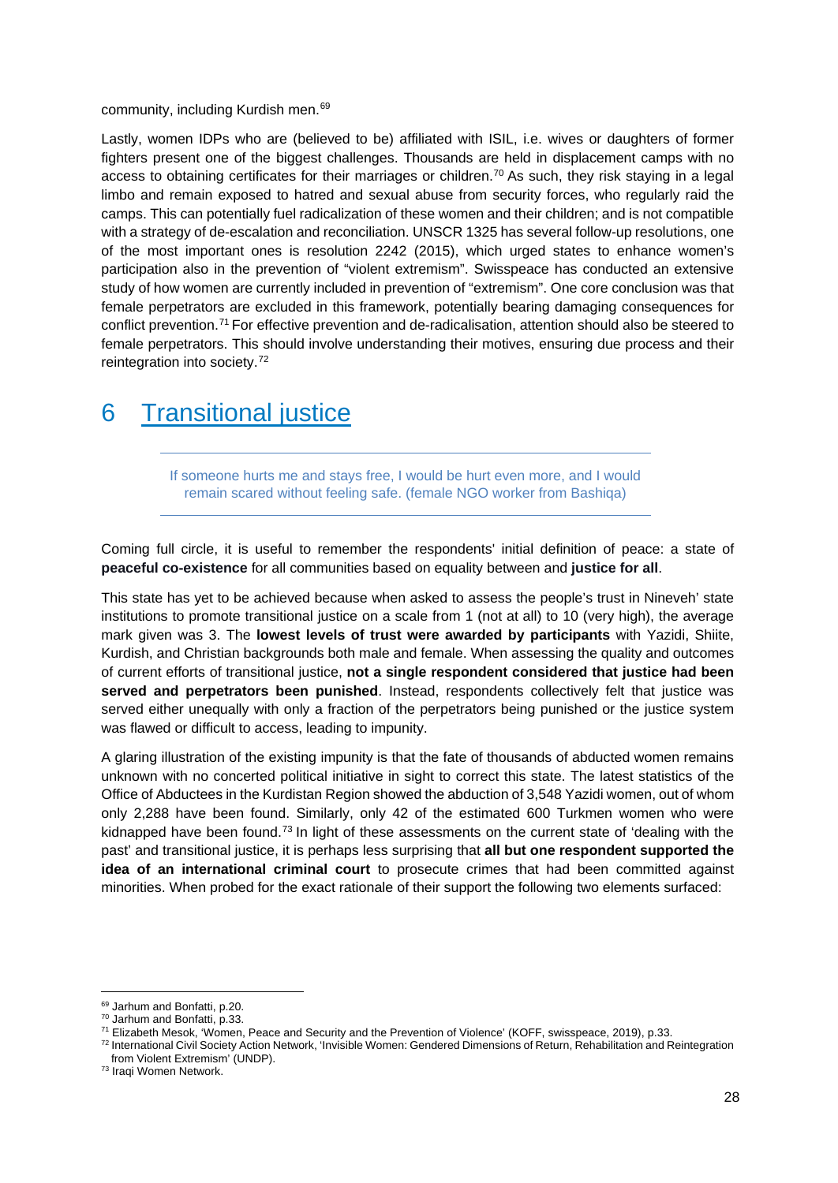community, including Kurdish men.[69]

Lastly, women IDPs who are (believed to be) affiliated with ISIL, i.e. wives or daughters of former fighters present one of the biggest challenges. Thousands are held in displacement camps with no access to obtaining certificates for their marriages or children.[70] As such, they risk staying in a legal limbo and remain exposed to hatred and sexual abuse from security forces, who regularly raid the camps. This can potentially fuel radicalization of these women and their children; and is not compatible with a strategy of de-escalation and reconciliation. UNSCR 1325 has several follow-up resolutions, one of the most important ones is resolution 2242 (2015), which urged states to enhance women's participation also in the prevention of "violent extremism". Swisspeace has conducted an extensive study of how women are currently included in prevention of "extremism". One core conclusion was that female perpetrators are excluded in this framework, potentially bearing damaging consequences for conflict prevention.[71] For effective prevention and de-radicalisation, attention should also be steered to female perpetrators. This should involve understanding their motives, ensuring due process and their reintegration into society.[72]

# 6 Transitional justice

> If someone hurts me and stays free, I would be hurt even more, and I would remain scared without feeling safe. (female NGO worker from Bashiqa)

Coming full circle, it is useful to remember the respondents' initial definition of peace: a state of **peaceful co-existence** for all communities based on equality between and **justice for all**.

This state has yet to be achieved because when asked to assess the people's trust in Nineveh' state institutions to promote transitional justice on a scale from 1 (not at all) to 10 (very high), the average mark given was 3. The **lowest levels of trust were awarded by participants** with Yazidi, Shiite, Kurdish, and Christian backgrounds both male and female. When assessing the quality and outcomes of current efforts of transitional justice, **not a single respondent considered that justice had been served and perpetrators been punished**. Instead, respondents collectively felt that justice was served either unequally with only a fraction of the perpetrators being punished or the justice system was flawed or difficult to access, leading to impunity.

A glaring illustration of the existing impunity is that the fate of thousands of abducted women remains unknown with no concerted political initiative in sight to correct this state. The latest statistics of the Office of Abductees in the Kurdistan Region showed the abduction of 3,548 Yazidi women, out of whom only 2,288 have been found. Similarly, only 42 of the estimated 600 Turkmen women who were kidnapped have been found.[73] In light of these assessments on the current state of 'dealing with the past' and transitional justice, it is perhaps less surprising that **all but one respondent supported the idea of an international criminal court** to prosecute crimes that had been committed against minorities. When probed for the exact rationale of their support the following two elements surfaced:

---

[69] Jarhum and Bonfatti, p.20.

[70] Jarhum and Bonfatti, p.33.

[71] Elizabeth Mesok, 'Women, Peace and Security and the Prevention of Violence' (KOFF, swisspeace, 2019), p.33.

[72] International Civil Society Action Network, 'Invisible Women: Gendered Dimensions of Return, Rehabilitation and Reintegration from Violent Extremism' (UNDP).

[73] Iraqi Women Network.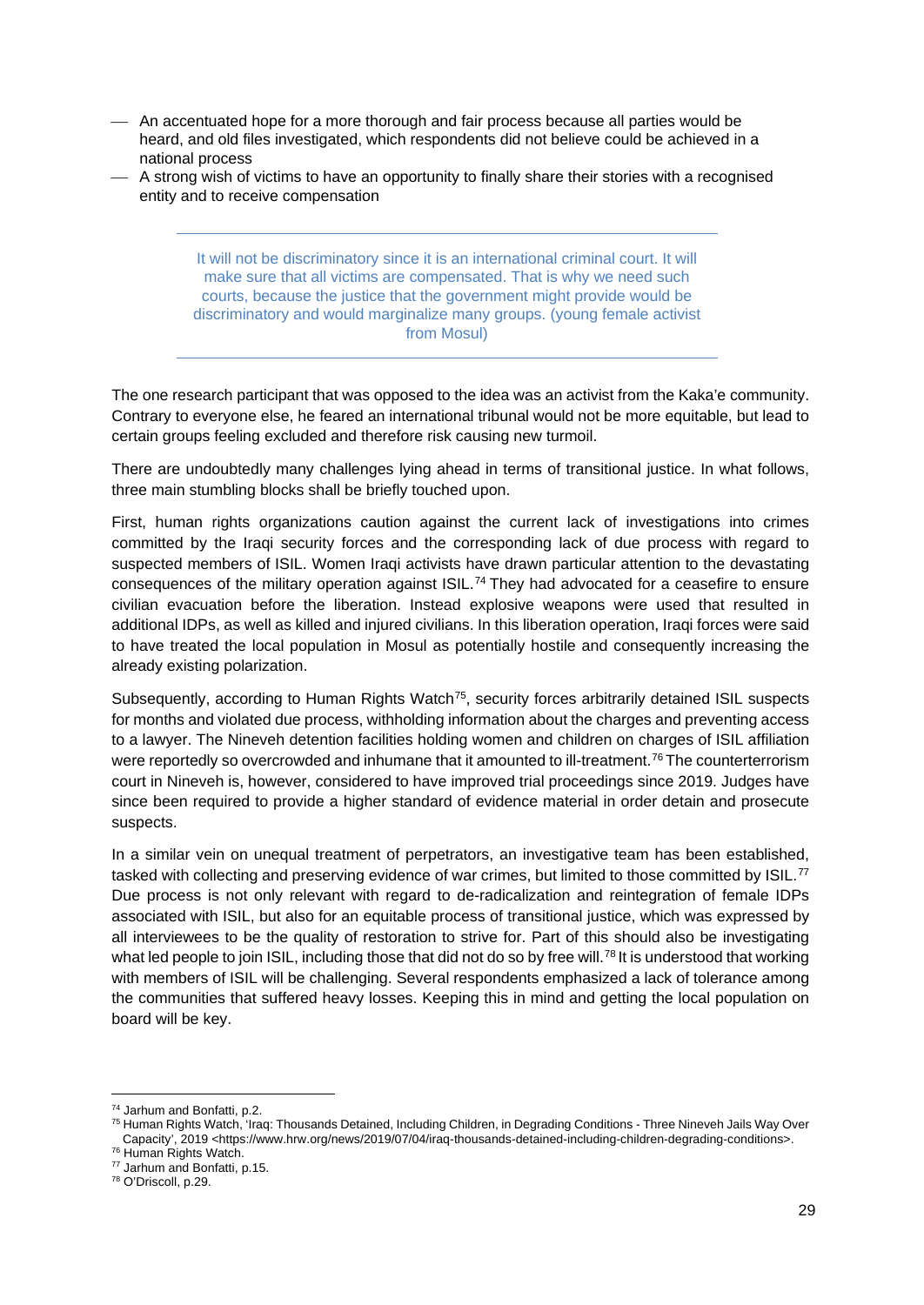- An accentuated hope for a more thorough and fair process because all parties would be heard, and old files investigated, which respondents did not believe could be achieved in a national process
- A strong wish of victims to have an opportunity to finally share their stories with a recognised entity and to receive compensation

> It will not be discriminatory since it is an international criminal court. It will make sure that all victims are compensated. That is why we need such courts, because the justice that the government might provide would be discriminatory and would marginalize many groups. (young female activist from Mosul)

The one research participant that was opposed to the idea was an activist from the Kaka'e community. Contrary to everyone else, he feared an international tribunal would not be more equitable, but lead to certain groups feeling excluded and therefore risk causing new turmoil.

There are undoubtedly many challenges lying ahead in terms of transitional justice. In what follows, three main stumbling blocks shall be briefly touched upon.

First, human rights organizations caution against the current lack of investigations into crimes committed by the Iraqi security forces and the corresponding lack of due process with regard to suspected members of ISIL. Women Iraqi activists have drawn particular attention to the devastating consequences of the military operation against ISIL.[74] They had advocated for a ceasefire to ensure civilian evacuation before the liberation. Instead explosive weapons were used that resulted in additional IDPs, as well as killed and injured civilians. In this liberation operation, Iraqi forces were said to have treated the local population in Mosul as potentially hostile and consequently increasing the already existing polarization.

Subsequently, according to Human Rights Watch[75], security forces arbitrarily detained ISIL suspects for months and violated due process, withholding information about the charges and preventing access to a lawyer. The Nineveh detention facilities holding women and children on charges of ISIL affiliation were reportedly so overcrowded and inhumane that it amounted to ill-treatment.[76] The counterterrorism court in Nineveh is, however, considered to have improved trial proceedings since 2019. Judges have since been required to provide a higher standard of evidence material in order detain and prosecute suspects.

In a similar vein on unequal treatment of perpetrators, an investigative team has been established, tasked with collecting and preserving evidence of war crimes, but limited to those committed by ISIL.[77] Due process is not only relevant with regard to de-radicalization and reintegration of female IDPs associated with ISIL, but also for an equitable process of transitional justice, which was expressed by all interviewees to be the quality of restoration to strive for. Part of this should also be investigating what led people to join ISIL, including those that did not do so by free will.[78] It is understood that working with members of ISIL will be challenging. Several respondents emphasized a lack of tolerance among the communities that suffered heavy losses. Keeping this in mind and getting the local population on board will be key.

---

[74] Jarhum and Bonfatti, p.2.
[75] Human Rights Watch, 'Iraq: Thousands Detained, Including Children, in Degrading Conditions - Three Nineveh Jails Way Over Capacity', 2019 <https://www.hrw.org/news/2019/07/04/iraq-thousands-detained-including-children-degrading-conditions>.
[76] Human Rights Watch.
[77] Jarhum and Bonfatti, p.15.
[78] O'Driscoll, p.29.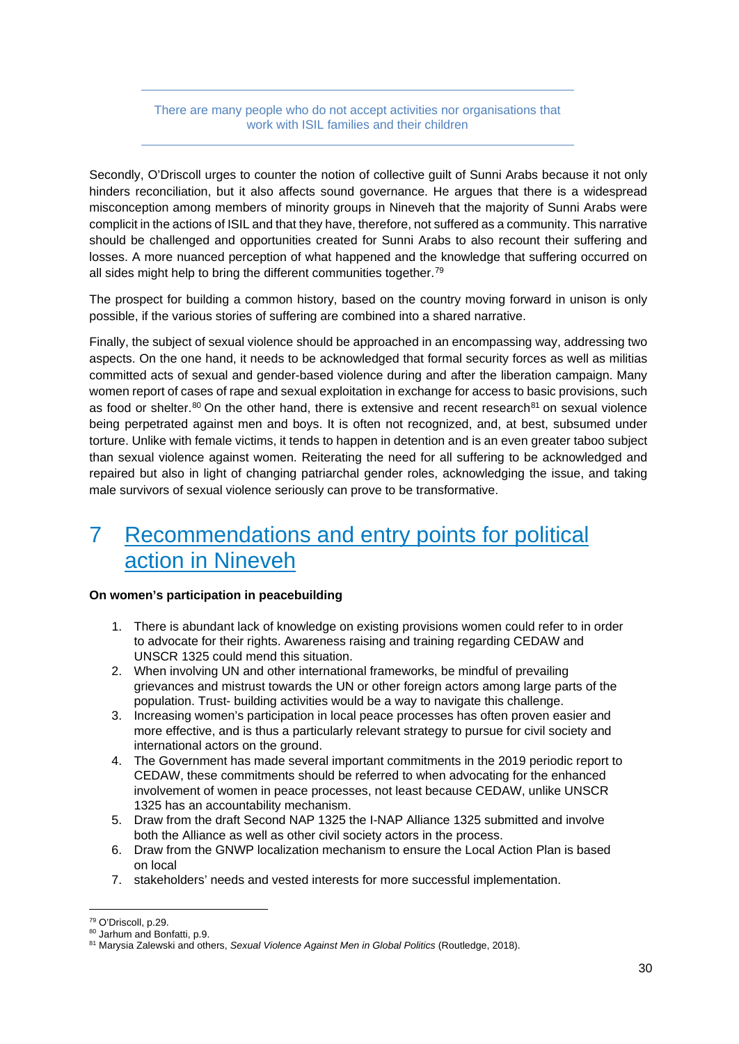There are many people who do not accept activities nor organisations that work with ISIL families and their children

Secondly, O'Driscoll urges to counter the notion of collective guilt of Sunni Arabs because it not only hinders reconciliation, but it also affects sound governance. He argues that there is a widespread misconception among members of minority groups in Nineveh that the majority of Sunni Arabs were complicit in the actions of ISIL and that they have, therefore, not suffered as a community. This narrative should be challenged and opportunities created for Sunni Arabs to also recount their suffering and losses. A more nuanced perception of what happened and the knowledge that suffering occurred on all sides might help to bring the different communities together.[79]

The prospect for building a common history, based on the country moving forward in unison is only possible, if the various stories of suffering are combined into a shared narrative.

Finally, the subject of sexual violence should be approached in an encompassing way, addressing two aspects. On the one hand, it needs to be acknowledged that formal security forces as well as militias committed acts of sexual and gender-based violence during and after the liberation campaign. Many women report of cases of rape and sexual exploitation in exchange for access to basic provisions, such as food or shelter.[80] On the other hand, there is extensive and recent research[81] on sexual violence being perpetrated against men and boys. It is often not recognized, and, at best, subsumed under torture. Unlike with female victims, it tends to happen in detention and is an even greater taboo subject than sexual violence against women. Reiterating the need for all suffering to be acknowledged and repaired but also in light of changing patriarchal gender roles, acknowledging the issue, and taking male survivors of sexual violence seriously can prove to be transformative.

# 7 Recommendations and entry points for political action in Nineveh

**On women's participation in peacebuilding**

1. There is abundant lack of knowledge on existing provisions women could refer to in order to advocate for their rights. Awareness raising and training regarding CEDAW and UNSCR 1325 could mend this situation.
2. When involving UN and other international frameworks, be mindful of prevailing grievances and mistrust towards the UN or other foreign actors among large parts of the population. Trust- building activities would be a way to navigate this challenge.
3. Increasing women's participation in local peace processes has often proven easier and more effective, and is thus a particularly relevant strategy to pursue for civil society and international actors on the ground.
4. The Government has made several important commitments in the 2019 periodic report to CEDAW, these commitments should be referred to when advocating for the enhanced involvement of women in peace processes, not least because CEDAW, unlike UNSCR 1325 has an accountability mechanism.
5. Draw from the draft Second NAP 1325 the I-NAP Alliance 1325 submitted and involve both the Alliance as well as other civil society actors in the process.
6. Draw from the GNWP localization mechanism to ensure the Local Action Plan is based on local
7. stakeholders' needs and vested interests for more successful implementation.

---

[79] O'Driscoll, p.29.

[80] Jarhum and Bonfatti, p.9.

[81] Marysia Zalewski and others, *Sexual Violence Against Men in Global Politics* (Routledge, 2018).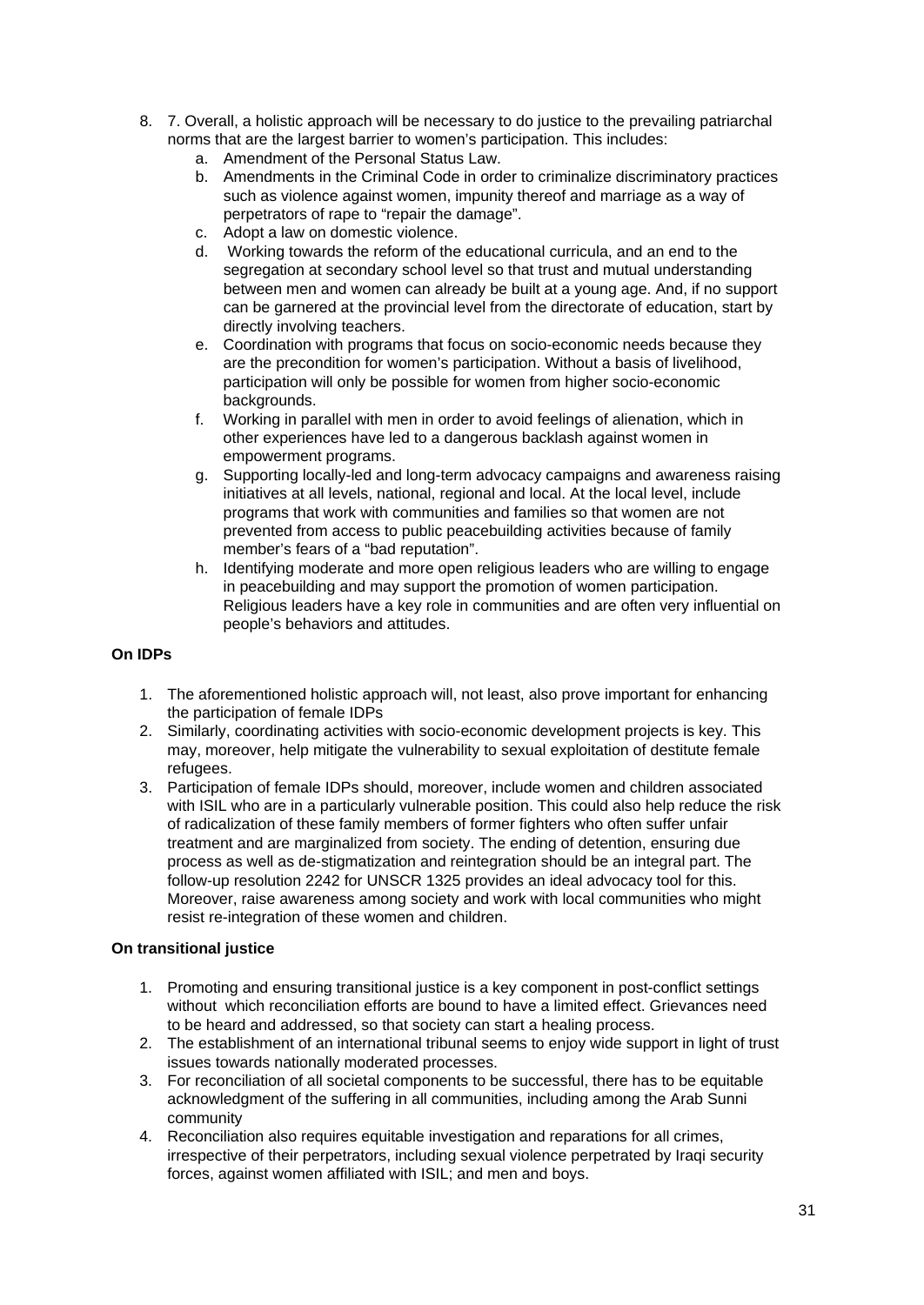8. 7. Overall, a holistic approach will be necessary to do justice to the prevailing patriarchal norms that are the largest barrier to women's participation. This includes:
   a. Amendment of the Personal Status Law.
   b. Amendments in the Criminal Code in order to criminalize discriminatory practices such as violence against women, impunity thereof and marriage as a way of perpetrators of rape to "repair the damage".
   c. Adopt a law on domestic violence.
   d. Working towards the reform of the educational curricula, and an end to the segregation at secondary school level so that trust and mutual understanding between men and women can already be built at a young age. And, if no support can be garnered at the provincial level from the directorate of education, start by directly involving teachers.
   e. Coordination with programs that focus on socio-economic needs because they are the precondition for women's participation. Without a basis of livelihood, participation will only be possible for women from higher socio-economic backgrounds.
   f. Working in parallel with men in order to avoid feelings of alienation, which in other experiences have led to a dangerous backlash against women in empowerment programs.
   g. Supporting locally-led and long-term advocacy campaigns and awareness raising initiatives at all levels, national, regional and local. At the local level, include programs that work with communities and families so that women are not prevented from access to public peacebuilding activities because of family member's fears of a "bad reputation".
   h. Identifying moderate and more open religious leaders who are willing to engage in peacebuilding and may support the promotion of women participation. Religious leaders have a key role in communities and are often very influential on people's behaviors and attitudes.

**On IDPs**

1. The aforementioned holistic approach will, not least, also prove important for enhancing the participation of female IDPs
2. Similarly, coordinating activities with socio-economic development projects is key. This may, moreover, help mitigate the vulnerability to sexual exploitation of destitute female refugees.
3. Participation of female IDPs should, moreover, include women and children associated with ISIL who are in a particularly vulnerable position. This could also help reduce the risk of radicalization of these family members of former fighters who often suffer unfair treatment and are marginalized from society. The ending of detention, ensuring due process as well as de-stigmatization and reintegration should be an integral part. The follow-up resolution 2242 for UNSCR 1325 provides an ideal advocacy tool for this. Moreover, raise awareness among society and work with local communities who might resist re-integration of these women and children.

**On transitional justice**

1. Promoting and ensuring transitional justice is a key component in post-conflict settings without which reconciliation efforts are bound to have a limited effect. Grievances need to be heard and addressed, so that society can start a healing process.
2. The establishment of an international tribunal seems to enjoy wide support in light of trust issues towards nationally moderated processes.
3. For reconciliation of all societal components to be successful, there has to be equitable acknowledgment of the suffering in all communities, including among the Arab Sunni community
4. Reconciliation also requires equitable investigation and reparations for all crimes, irrespective of their perpetrators, including sexual violence perpetrated by Iraqi security forces, against women affiliated with ISIL; and men and boys.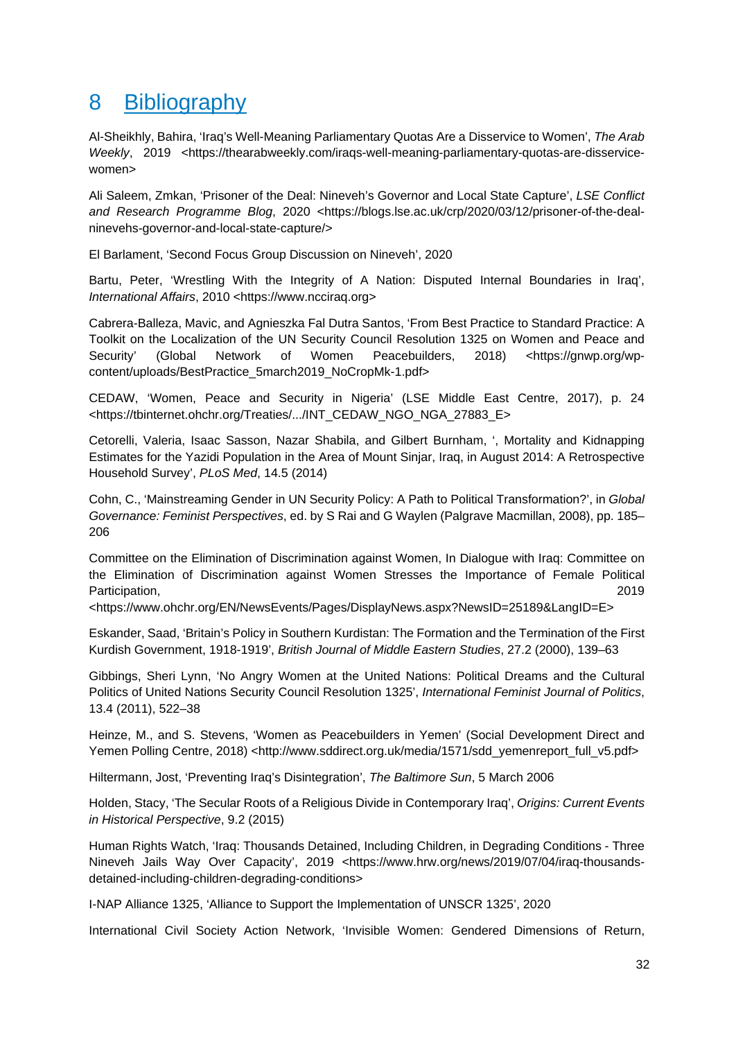# 8 Bibliography

Al-Sheikhly, Bahira, 'Iraq's Well-Meaning Parliamentary Quotas Are a Disservice to Women', *The Arab Weekly*, 2019 <https://thearabweekly.com/iraqs-well-meaning-parliamentary-quotas-are-disservice-women>

Ali Saleem, Zmkan, 'Prisoner of the Deal: Nineveh's Governor and Local State Capture', *LSE Conflict and Research Programme Blog*, 2020 <https://blogs.lse.ac.uk/crp/2020/03/12/prisoner-of-the-deal-ninevehs-governor-and-local-state-capture/>

El Barlament, 'Second Focus Group Discussion on Nineveh', 2020

Bartu, Peter, 'Wrestling With the Integrity of A Nation: Disputed Internal Boundaries in Iraq', *International Affairs*, 2010 <https://www.ncciraq.org>

Cabrera-Balleza, Mavic, and Agnieszka Fal Dutra Santos, 'From Best Practice to Standard Practice: A Toolkit on the Localization of the UN Security Council Resolution 1325 on Women and Peace and Security' (Global Network of Women Peacebuilders, 2018) <https://gnwp.org/wp-content/uploads/BestPractice_5march2019_NoCropMk-1.pdf>

CEDAW, 'Women, Peace and Security in Nigeria' (LSE Middle East Centre, 2017), p. 24 <https://tbinternet.ohchr.org/Treaties/.../INT_CEDAW_NGO_NGA_27883_E>

Cetorelli, Valeria, Isaac Sasson, Nazar Shabila, and Gilbert Burnham, ', Mortality and Kidnapping Estimates for the Yazidi Population in the Area of Mount Sinjar, Iraq, in August 2014: A Retrospective Household Survey', *PLoS Med*, 14.5 (2014)

Cohn, C., 'Mainstreaming Gender in UN Security Policy: A Path to Political Transformation?', in *Global Governance: Feminist Perspectives*, ed. by S Rai and G Waylen (Palgrave Macmillan, 2008), pp. 185–206

Committee on the Elimination of Discrimination against Women, In Dialogue with Iraq: Committee on the Elimination of Discrimination against Women Stresses the Importance of Female Political Participation, 2019 <https://www.ohchr.org/EN/NewsEvents/Pages/DisplayNews.aspx?NewsID=25189&LangID=E>

Eskander, Saad, 'Britain's Policy in Southern Kurdistan: The Formation and the Termination of the First Kurdish Government, 1918-1919', *British Journal of Middle Eastern Studies*, 27.2 (2000), 139–63

Gibbings, Sheri Lynn, 'No Angry Women at the United Nations: Political Dreams and the Cultural Politics of United Nations Security Council Resolution 1325', *International Feminist Journal of Politics*, 13.4 (2011), 522–38

Heinze, M., and S. Stevens, 'Women as Peacebuilders in Yemen' (Social Development Direct and Yemen Polling Centre, 2018) <http://www.sddirect.org.uk/media/1571/sdd_yemenreport_full_v5.pdf>

Hiltermann, Jost, 'Preventing Iraq's Disintegration', *The Baltimore Sun*, 5 March 2006

Holden, Stacy, 'The Secular Roots of a Religious Divide in Contemporary Iraq', *Origins: Current Events in Historical Perspective*, 9.2 (2015)

Human Rights Watch, 'Iraq: Thousands Detained, Including Children, in Degrading Conditions - Three Nineveh Jails Way Over Capacity', 2019 <https://www.hrw.org/news/2019/07/04/iraq-thousands-detained-including-children-degrading-conditions>

I-NAP Alliance 1325, 'Alliance to Support the Implementation of UNSCR 1325', 2020

International Civil Society Action Network, 'Invisible Women: Gendered Dimensions of Return,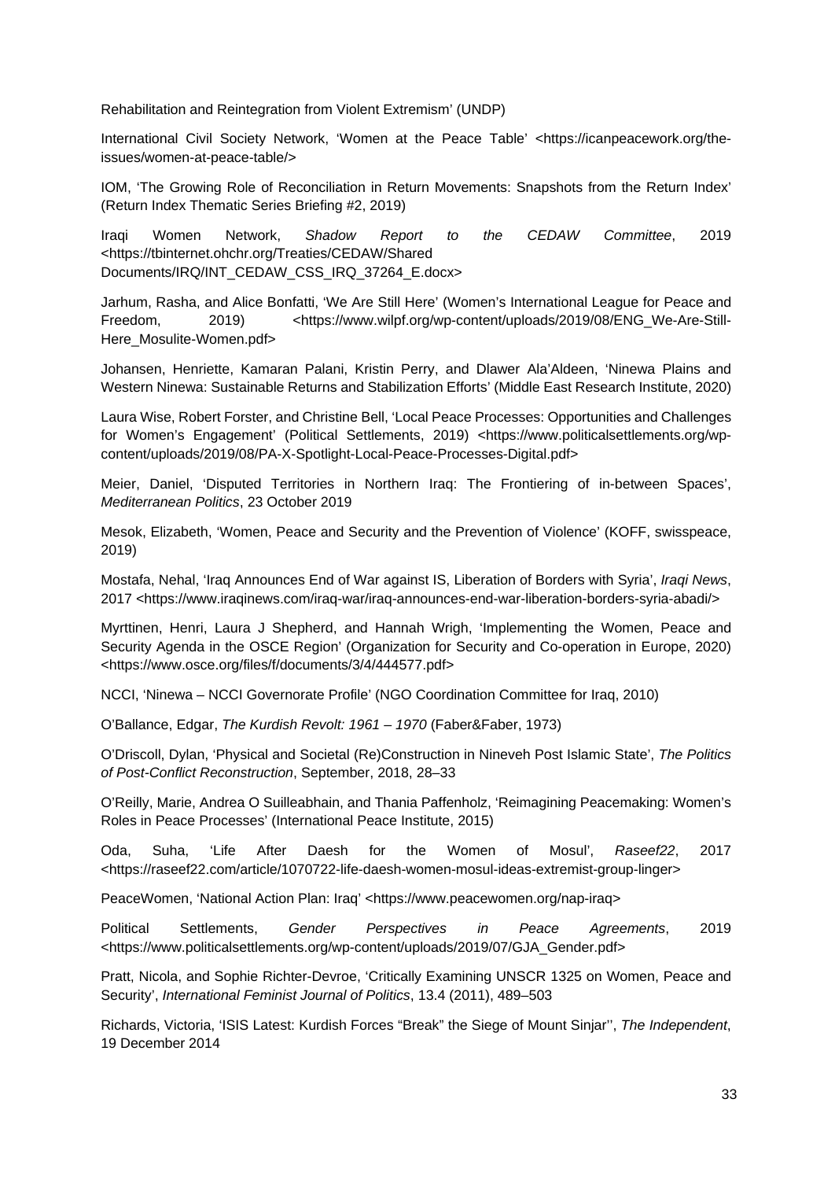Rehabilitation and Reintegration from Violent Extremism' (UNDP)

International Civil Society Network, 'Women at the Peace Table' <https://icanpeacework.org/the-issues/women-at-peace-table/>

IOM, 'The Growing Role of Reconciliation in Return Movements: Snapshots from the Return Index' (Return Index Thematic Series Briefing #2, 2019)

Iraqi Women Network, *Shadow Report to the CEDAW Committee*, 2019 <https://tbinternet.ohchr.org/Treaties/CEDAW/Shared Documents/IRQ/INT_CEDAW_CSS_IRQ_37264_E.docx>

Jarhum, Rasha, and Alice Bonfatti, 'We Are Still Here' (Women's International League for Peace and Freedom, 2019) <https://www.wilpf.org/wp-content/uploads/2019/08/ENG_We-Are-Still-Here_Mosulite-Women.pdf>

Johansen, Henriette, Kamaran Palani, Kristin Perry, and Dlawer Ala'Aldeen, 'Ninewa Plains and Western Ninewa: Sustainable Returns and Stabilization Efforts' (Middle East Research Institute, 2020)

Laura Wise, Robert Forster, and Christine Bell, 'Local Peace Processes: Opportunities and Challenges for Women's Engagement' (Political Settlements, 2019) <https://www.politicalsettlements.org/wp-content/uploads/2019/08/PA-X-Spotlight-Local-Peace-Processes-Digital.pdf>

Meier, Daniel, 'Disputed Territories in Northern Iraq: The Frontiering of in-between Spaces', *Mediterranean Politics*, 23 October 2019

Mesok, Elizabeth, 'Women, Peace and Security and the Prevention of Violence' (KOFF, swisspeace, 2019)

Mostafa, Nehal, 'Iraq Announces End of War against IS, Liberation of Borders with Syria', *Iraqi News*, 2017 <https://www.iraqinews.com/iraq-war/iraq-announces-end-war-liberation-borders-syria-abadi/>

Myrttinen, Henri, Laura J Shepherd, and Hannah Wrigh, 'Implementing the Women, Peace and Security Agenda in the OSCE Region' (Organization for Security and Co-operation in Europe, 2020) <https://www.osce.org/files/f/documents/3/4/444577.pdf>

NCCI, 'Ninewa – NCCI Governorate Profile' (NGO Coordination Committee for Iraq, 2010)

O'Ballance, Edgar, *The Kurdish Revolt: 1961 – 1970* (Faber&Faber, 1973)

O'Driscoll, Dylan, 'Physical and Societal (Re)Construction in Nineveh Post Islamic State', *The Politics of Post-Conflict Reconstruction*, September, 2018, 28–33

O'Reilly, Marie, Andrea O Suilleabhain, and Thania Paffenholz, 'Reimagining Peacemaking: Women's Roles in Peace Processes' (International Peace Institute, 2015)

Oda, Suha, 'Life After Daesh for the Women of Mosul', *Raseef22*, 2017 <https://raseef22.com/article/1070722-life-daesh-women-mosul-ideas-extremist-group-linger>

PeaceWomen, 'National Action Plan: Iraq' <https://www.peacewomen.org/nap-iraq>

Political Settlements, *Gender Perspectives in Peace Agreements*, 2019 <https://www.politicalsettlements.org/wp-content/uploads/2019/07/GJA_Gender.pdf>

Pratt, Nicola, and Sophie Richter-Devroe, 'Critically Examining UNSCR 1325 on Women, Peace and Security', *International Feminist Journal of Politics*, 13.4 (2011), 489–503

Richards, Victoria, 'ISIS Latest: Kurdish Forces "Break" the Siege of Mount Sinjar'', *The Independent*, 19 December 2014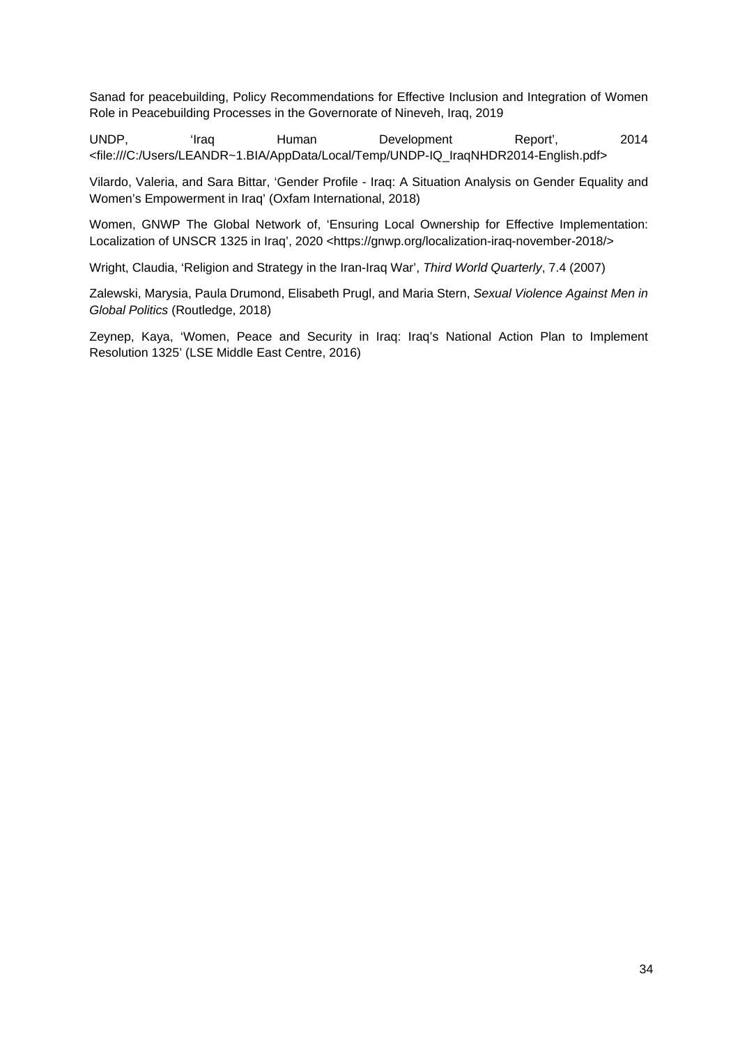Sanad for peacebuilding, Policy Recommendations for Effective Inclusion and Integration of Women Role in Peacebuilding Processes in the Governorate of Nineveh, Iraq, 2019

UNDP, 'Iraq Human Development Report', 2014 <file:///C:/Users/LEANDR~1.BIA/AppData/Local/Temp/UNDP-IQ_IraqNHDR2014-English.pdf>

Vilardo, Valeria, and Sara Bittar, 'Gender Profile - Iraq: A Situation Analysis on Gender Equality and Women's Empowerment in Iraq' (Oxfam International, 2018)

Women, GNWP The Global Network of, 'Ensuring Local Ownership for Effective Implementation: Localization of UNSCR 1325 in Iraq', 2020 <https://gnwp.org/localization-iraq-november-2018/>

Wright, Claudia, 'Religion and Strategy in the Iran-Iraq War', *Third World Quarterly*, 7.4 (2007)

Zalewski, Marysia, Paula Drumond, Elisabeth Prugl, and Maria Stern, *Sexual Violence Against Men in Global Politics* (Routledge, 2018)

Zeynep, Kaya, 'Women, Peace and Security in Iraq: Iraq's National Action Plan to Implement Resolution 1325' (LSE Middle East Centre, 2016)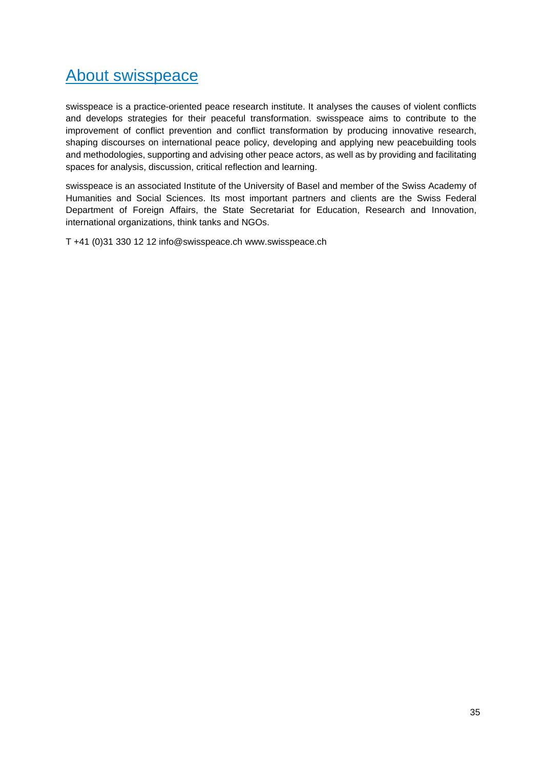# About swisspeace

swisspeace is a practice-oriented peace research institute. It analyses the causes of violent conflicts and develops strategies for their peaceful transformation. swisspeace aims to contribute to the improvement of conflict prevention and conflict transformation by producing innovative research, shaping discourses on international peace policy, developing and applying new peacebuilding tools and methodologies, supporting and advising other peace actors, as well as by providing and facilitating spaces for analysis, discussion, critical reflection and learning.

swisspeace is an associated Institute of the University of Basel and member of the Swiss Academy of Humanities and Social Sciences. Its most important partners and clients are the Swiss Federal Department of Foreign Affairs, the State Secretariat for Education, Research and Innovation, international organizations, think tanks and NGOs.

T +41 (0)31 330 12 12 info@swisspeace.ch www.swisspeace.ch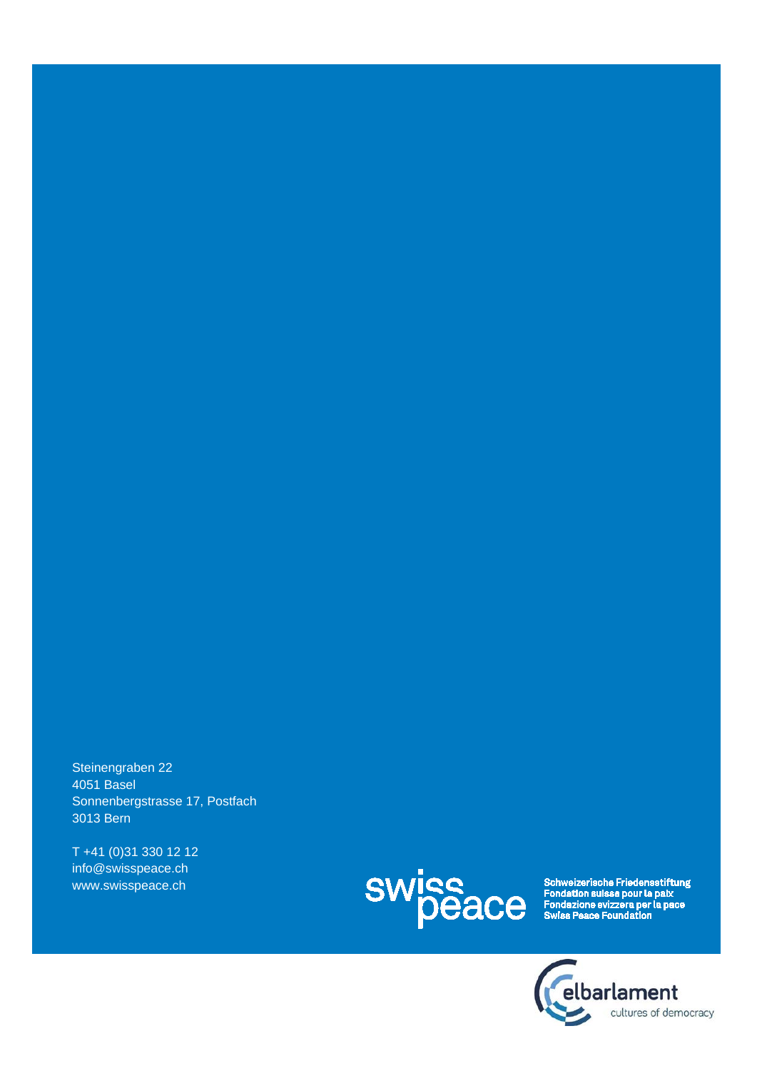Steinengraben 22
4051 Basel
Sonnenbergstrasse 17, Postfach
3013 Bern

T +41 (0)31 330 12 12
info@swisspeace.ch
www.swisspeace.ch

swisspeace

Schweizerische Friedensstiftung
Fondation suisse pour la paix
Fondazione svizzera per la pace
Swiss Peace Foundation

elbarlament
cultures of democracy